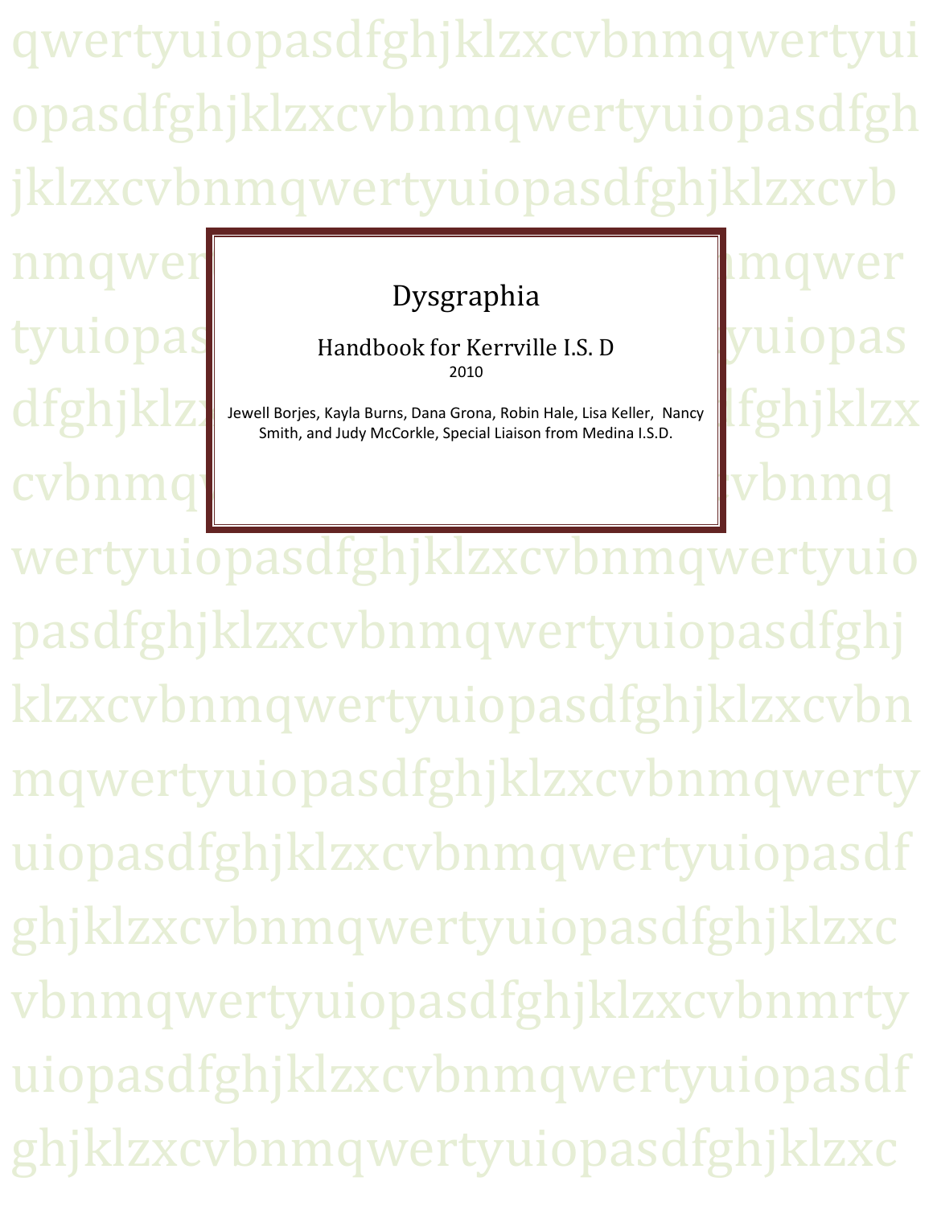# Dysgraphia

## Handbook for Kerrville I.S. D

2010

Jewell Borjes, Kayla Burns, Dana Grona, Robin Hale, Lisa Keller, Nancy Smith, and Judy McCorkle, Special Liaison from Medina I.S.D.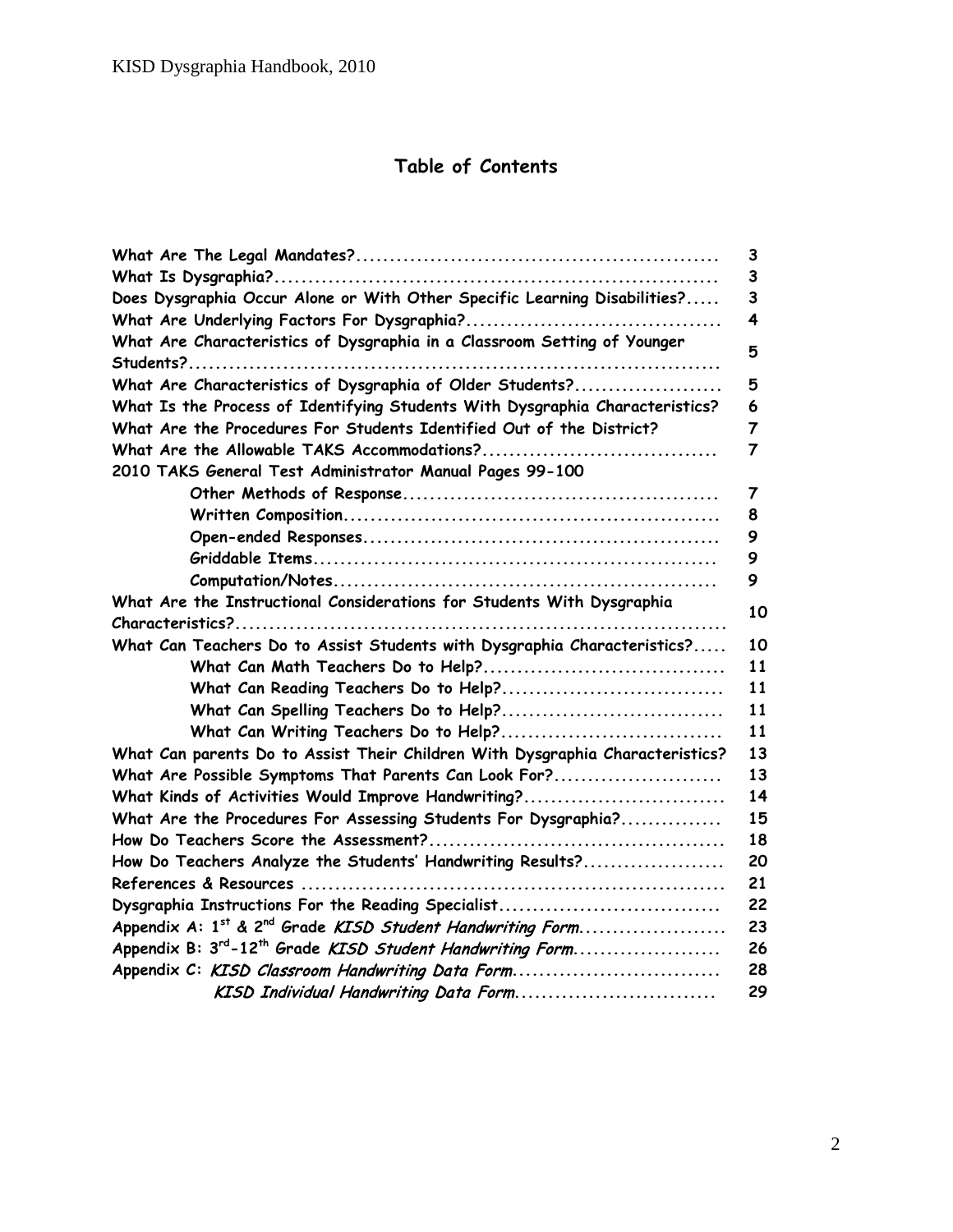# Table of Contents

| | |
|---|---|
| What Are The Legal Mandates?...................................................... | 3 |
| What Is Dysgraphia?.................................................................. | 3 |
| Does Dysgraphia Occur Alone or With Other Specific Learning Disabilities?..... | 3 |
| What Are Underlying Factors For Dysgraphia?...................................... | 4 |
| What Are Characteristics of Dysgraphia in a Classroom Setting of Younger Students?............................................................................. | 5 |
| What Are Characteristics of Dysgraphia of Older Students?...................... | 5 |
| What Is the Process of Identifying Students With Dysgraphia Characteristics? | 6 |
| What Are the Procedures For Students Identified Out of the District? | 7 |
| What Are the Allowable TAKS Accommodations?................................... | 7 |
| 2010 TAKS General Test Administrator Manual Pages 99-100 | |
| Other Methods of Response................................................ | 7 |
| Written Composition........................................................ | 8 |
| Open-ended Responses..................................................... | 9 |
| Griddable Items............................................................ | 9 |
| Computation/Notes......................................................... | 9 |
| What Are the Instructional Considerations for Students With Dysgraphia Characteristics?........................................................................ | 10 |
| What Can Teachers Do to Assist Students with Dysgraphia Characteristics?..... | 10 |
| What Can Math Teachers Do to Help?.................................... | 11 |
| What Can Reading Teachers Do to Help?................................. | 11 |
| What Can Spelling Teachers Do to Help?................................. | 11 |
| What Can Writing Teachers Do to Help?................................. | 11 |
| What Can parents Do to Assist Their Children With Dysgraphia Characteristics? | 13 |
| What Are Possible Symptoms That Parents Can Look For?......................... | 13 |
| What Kinds of Activities Would Improve Handwriting?.............................. | 14 |
| What Are the Procedures For Assessing Students For Dysgraphia?.............. | 15 |
| How Do Teachers Score the Assessment?............................................ | 18 |
| How Do Teachers Analyze the Students' Handwriting Results?..................... | 20 |
| References & Resources .............................................................. | 21 |
| Dysgraphia Instructions For the Reading Specialist................................. | 22 |
| Appendix A: 1st & 2nd Grade *KISD Student Handwriting Form*...................... | 23 |
| Appendix B: 3rd-12th Grade *KISD Student Handwriting Form*...................... | 26 |
| Appendix C: *KISD Classroom Handwriting Data Form*............................... | 28 |
| *KISD Individual Handwriting Data Form*.............................. | 29 |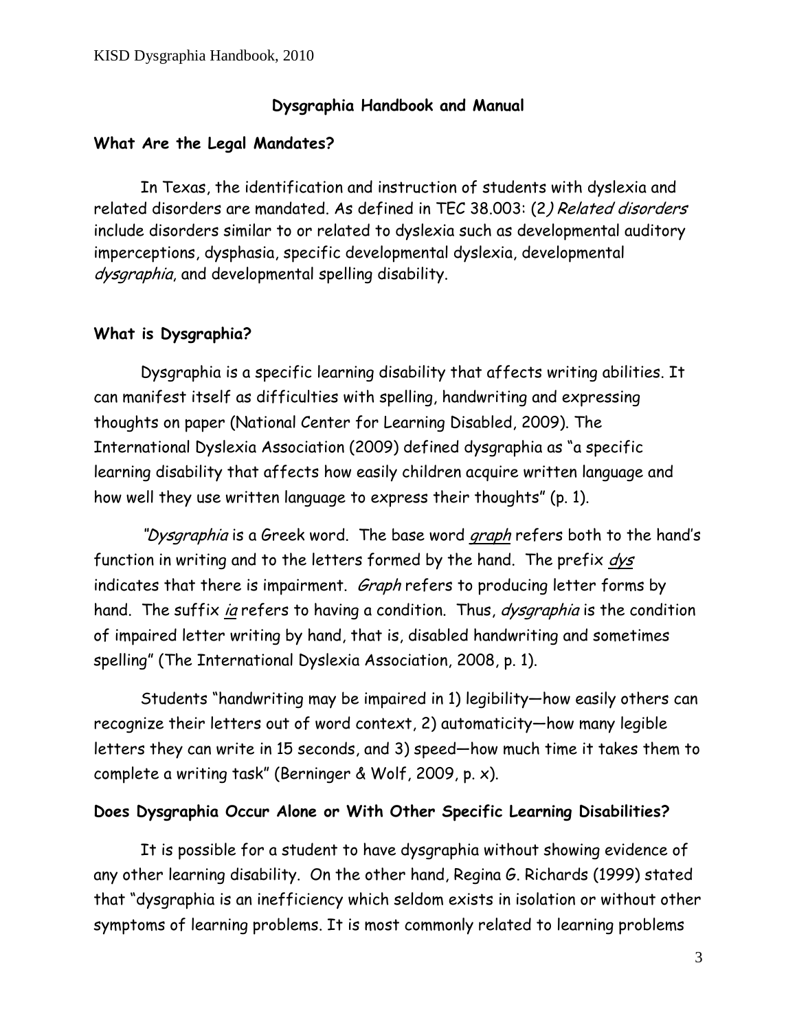## Dysgraphia Handbook and Manual

### What Are the Legal Mandates?

In Texas, the identification and instruction of students with dyslexia and related disorders are mandated. As defined in TEC 38.003: (2*) Related disorders* include disorders similar to or related to dyslexia such as developmental auditory imperceptions, dysphasia, specific developmental dyslexia, developmental *dysgraphia*, and developmental spelling disability.

### What is Dysgraphia?

Dysgraphia is a specific learning disability that affects writing abilities. It can manifest itself as difficulties with spelling, handwriting and expressing thoughts on paper (National Center for Learning Disabled, 2009). The International Dyslexia Association (2009) defined dysgraphia as "a specific learning disability that affects how easily children acquire written language and how well they use written language to express their thoughts" (p. 1).

*"Dysgraphia* is a Greek word. The base word *graph* refers both to the hand's function in writing and to the letters formed by the hand. The prefix *dys* indicates that there is impairment. *Graph* refers to producing letter forms by hand. The suffix *ia* refers to having a condition. Thus, *dysgraphia* is the condition of impaired letter writing by hand, that is, disabled handwriting and sometimes spelling" (The International Dyslexia Association, 2008, p. 1).

Students "handwriting may be impaired in 1) legibility—how easily others can recognize their letters out of word context, 2) automaticity—how many legible letters they can write in 15 seconds, and 3) speed—how much time it takes them to complete a writing task" (Berninger & Wolf, 2009, p. x).

### Does Dysgraphia Occur Alone or With Other Specific Learning Disabilities?

It is possible for a student to have dysgraphia without showing evidence of any other learning disability. On the other hand, Regina G. Richards (1999) stated that "dysgraphia is an inefficiency which seldom exists in isolation or without other symptoms of learning problems. It is most commonly related to learning problems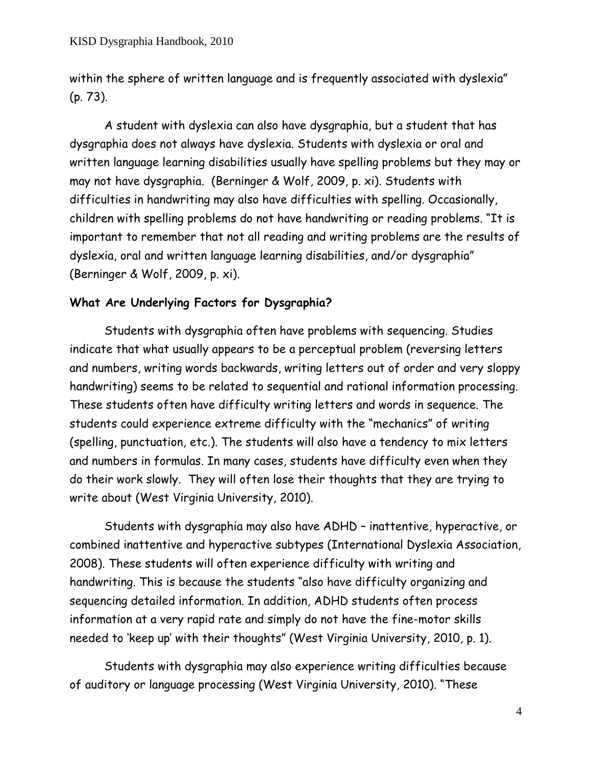within the sphere of written language and is frequently associated with dyslexia" (p. 73).

A student with dyslexia can also have dysgraphia, but a student that has dysgraphia does not always have dyslexia. Students with dyslexia or oral and written language learning disabilities usually have spelling problems but they may or may not have dysgraphia. (Berninger & Wolf, 2009, p. xi). Students with difficulties in handwriting may also have difficulties with spelling. Occasionally, children with spelling problems do not have handwriting or reading problems. "It is important to remember that not all reading and writing problems are the results of dyslexia, oral and written language learning disabilities, and/or dysgraphia" (Berninger & Wolf, 2009, p. xi).

**What Are Underlying Factors for Dysgraphia?**

Students with dysgraphia often have problems with sequencing. Studies indicate that what usually appears to be a perceptual problem (reversing letters and numbers, writing words backwards, writing letters out of order and very sloppy handwriting) seems to be related to sequential and rational information processing. These students often have difficulty writing letters and words in sequence. The students could experience extreme difficulty with the "mechanics" of writing (spelling, punctuation, etc.). The students will also have a tendency to mix letters and numbers in formulas. In many cases, students have difficulty even when they do their work slowly. They will often lose their thoughts that they are trying to write about (West Virginia University, 2010).

Students with dysgraphia may also have ADHD – inattentive, hyperactive, or combined inattentive and hyperactive subtypes (International Dyslexia Association, 2008). These students will often experience difficulty with writing and handwriting. This is because the students "also have difficulty organizing and sequencing detailed information. In addition, ADHD students often process information at a very rapid rate and simply do not have the fine-motor skills needed to 'keep up' with their thoughts" (West Virginia University, 2010, p. 1).

Students with dysgraphia may also experience writing difficulties because of auditory or language processing (West Virginia University, 2010). "These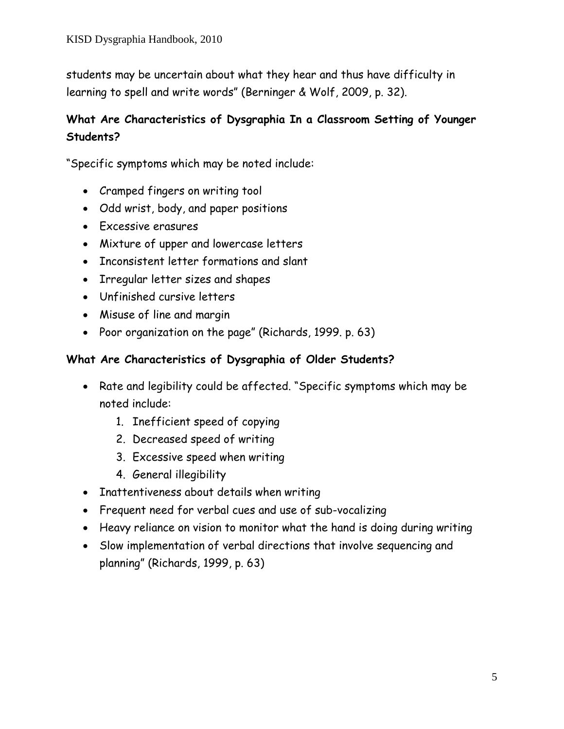students may be uncertain about what they hear and thus have difficulty in learning to spell and write words" (Berninger & Wolf, 2009, p. 32).

### What Are Characteristics of Dysgraphia In a Classroom Setting of Younger Students?

"Specific symptoms which may be noted include:

- Cramped fingers on writing tool
- Odd wrist, body, and paper positions
- Excessive erasures
- Mixture of upper and lowercase letters
- Inconsistent letter formations and slant
- Irregular letter sizes and shapes
- Unfinished cursive letters
- Misuse of line and margin
- Poor organization on the page" (Richards, 1999. p. 63)

### What Are Characteristics of Dysgraphia of Older Students?

- Rate and legibility could be affected. "Specific symptoms which may be noted include:
    1. Inefficient speed of copying
    2. Decreased speed of writing
    3. Excessive speed when writing
    4. General illegibility
- Inattentiveness about details when writing
- Frequent need for verbal cues and use of sub-vocalizing
- Heavy reliance on vision to monitor what the hand is doing during writing
- Slow implementation of verbal directions that involve sequencing and planning" (Richards, 1999, p. 63)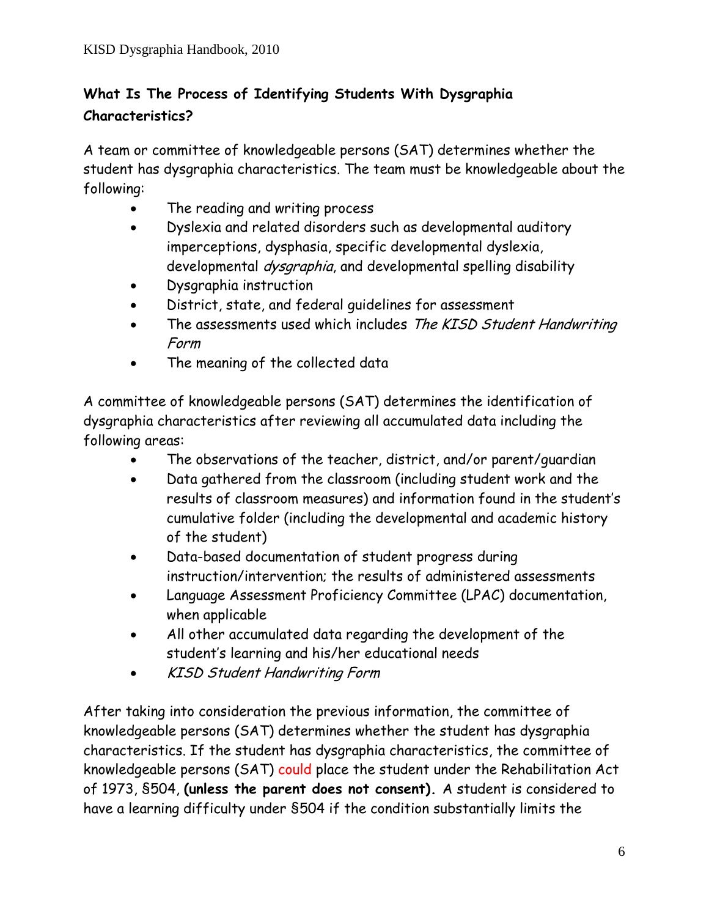## What Is The Process of Identifying Students With Dysgraphia Characteristics?

A team or committee of knowledgeable persons (SAT) determines whether the student has dysgraphia characteristics. The team must be knowledgeable about the following:

- The reading and writing process
- Dyslexia and related disorders such as developmental auditory imperceptions, dysphasia, specific developmental dyslexia, developmental *dysgraphia*, and developmental spelling disability
- Dysgraphia instruction
- District, state, and federal guidelines for assessment
- The assessments used which includes *The KISD Student Handwriting Form*
- The meaning of the collected data

A committee of knowledgeable persons (SAT) determines the identification of dysgraphia characteristics after reviewing all accumulated data including the following areas:

- The observations of the teacher, district, and/or parent/guardian
- Data gathered from the classroom (including student work and the results of classroom measures) and information found in the student's cumulative folder (including the developmental and academic history of the student)
- Data-based documentation of student progress during instruction/intervention; the results of administered assessments
- Language Assessment Proficiency Committee (LPAC) documentation, when applicable
- All other accumulated data regarding the development of the student's learning and his/her educational needs
- *KISD Student Handwriting Form*

After taking into consideration the previous information, the committee of knowledgeable persons (SAT) determines whether the student has dysgraphia characteristics. If the student has dysgraphia characteristics, the committee of knowledgeable persons (SAT) could place the student under the Rehabilitation Act of 1973, §504, **(unless the parent does not consent).** A student is considered to have a learning difficulty under §504 if the condition substantially limits the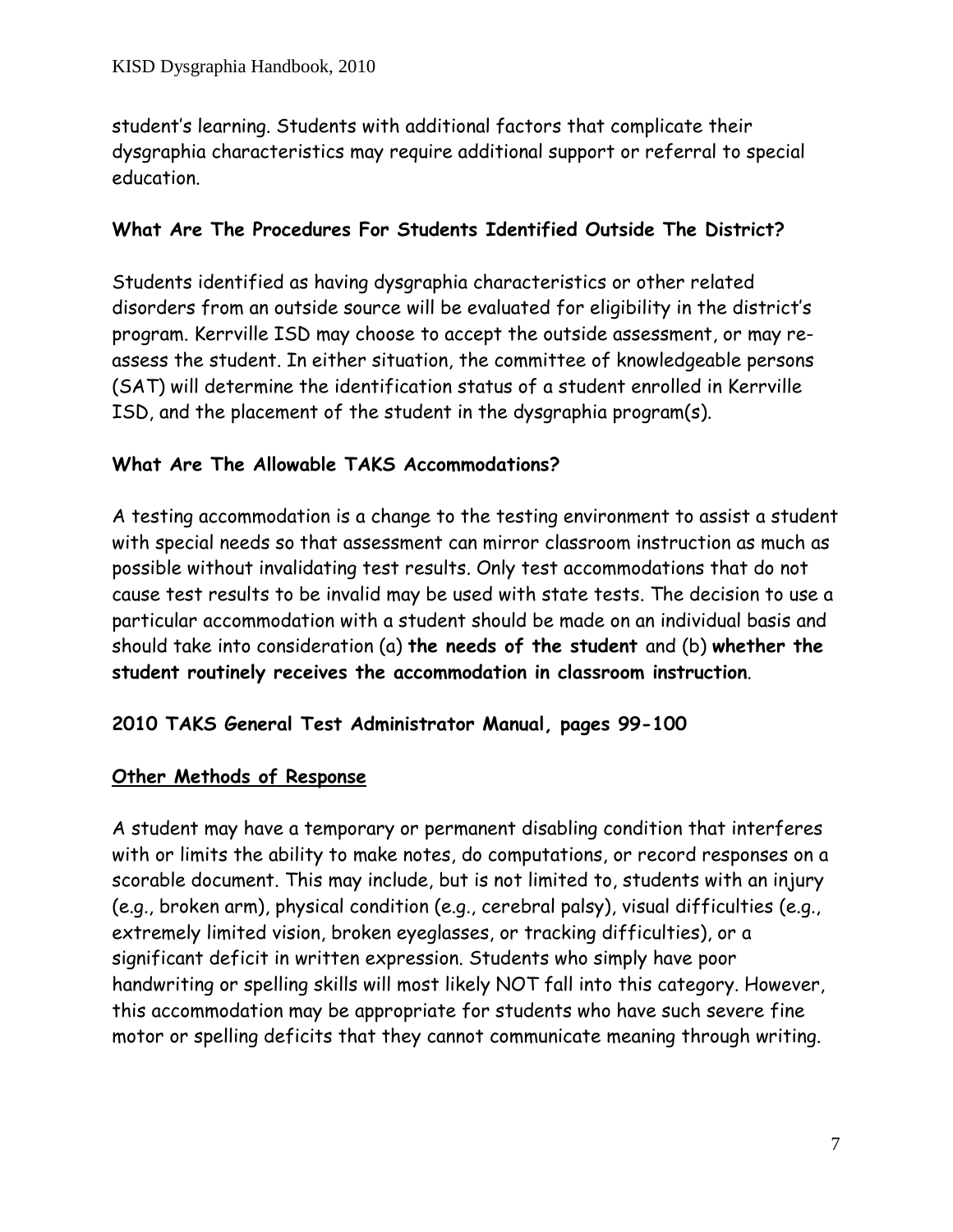student's learning. Students with additional factors that complicate their dysgraphia characteristics may require additional support or referral to special education.

## What Are The Procedures For Students Identified Outside The District?

Students identified as having dysgraphia characteristics or other related disorders from an outside source will be evaluated for eligibility in the district's program. Kerrville ISD may choose to accept the outside assessment, or may re-assess the student. In either situation, the committee of knowledgeable persons (SAT) will determine the identification status of a student enrolled in Kerrville ISD, and the placement of the student in the dysgraphia program(s).

## What Are The Allowable TAKS Accommodations?

A testing accommodation is a change to the testing environment to assist a student with special needs so that assessment can mirror classroom instruction as much as possible without invalidating test results. Only test accommodations that do not cause test results to be invalid may be used with state tests. The decision to use a particular accommodation with a student should be made on an individual basis and should take into consideration (a) **the needs of the student** and (b) **whether the student routinely receives the accommodation in classroom instruction**.

**2010 TAKS General Test Administrator Manual, pages 99-100**

### Other Methods of Response

A student may have a temporary or permanent disabling condition that interferes with or limits the ability to make notes, do computations, or record responses on a scorable document. This may include, but is not limited to, students with an injury (e.g., broken arm), physical condition (e.g., cerebral palsy), visual difficulties (e.g., extremely limited vision, broken eyeglasses, or tracking difficulties), or a significant deficit in written expression. Students who simply have poor handwriting or spelling skills will most likely NOT fall into this category. However, this accommodation may be appropriate for students who have such severe fine motor or spelling deficits that they cannot communicate meaning through writing.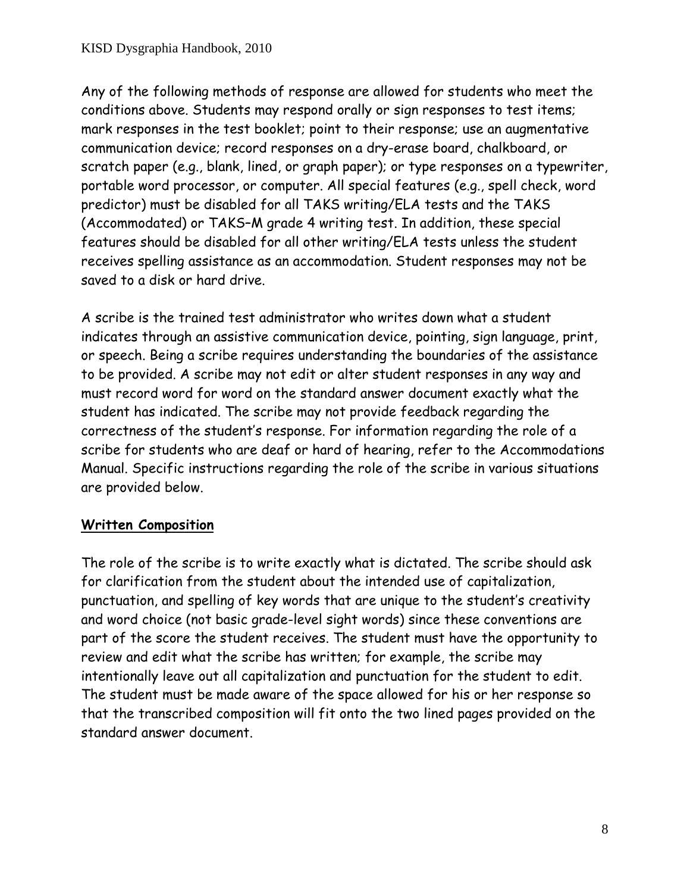Any of the following methods of response are allowed for students who meet the conditions above. Students may respond orally or sign responses to test items; mark responses in the test booklet; point to their response; use an augmentative communication device; record responses on a dry-erase board, chalkboard, or scratch paper (e.g., blank, lined, or graph paper); or type responses on a typewriter, portable word processor, or computer. All special features (e.g., spell check, word predictor) must be disabled for all TAKS writing/ELA tests and the TAKS (Accommodated) or TAKS–M grade 4 writing test. In addition, these special features should be disabled for all other writing/ELA tests unless the student receives spelling assistance as an accommodation. Student responses may not be saved to a disk or hard drive.

A scribe is the trained test administrator who writes down what a student indicates through an assistive communication device, pointing, sign language, print, or speech. Being a scribe requires understanding the boundaries of the assistance to be provided. A scribe may not edit or alter student responses in any way and must record word for word on the standard answer document exactly what the student has indicated. The scribe may not provide feedback regarding the correctness of the student's response. For information regarding the role of a scribe for students who are deaf or hard of hearing, refer to the Accommodations Manual. Specific instructions regarding the role of the scribe in various situations are provided below.

## Written Composition

The role of the scribe is to write exactly what is dictated. The scribe should ask for clarification from the student about the intended use of capitalization, punctuation, and spelling of key words that are unique to the student's creativity and word choice (not basic grade-level sight words) since these conventions are part of the score the student receives. The student must have the opportunity to review and edit what the scribe has written; for example, the scribe may intentionally leave out all capitalization and punctuation for the student to edit. The student must be made aware of the space allowed for his or her response so that the transcribed composition will fit onto the two lined pages provided on the standard answer document.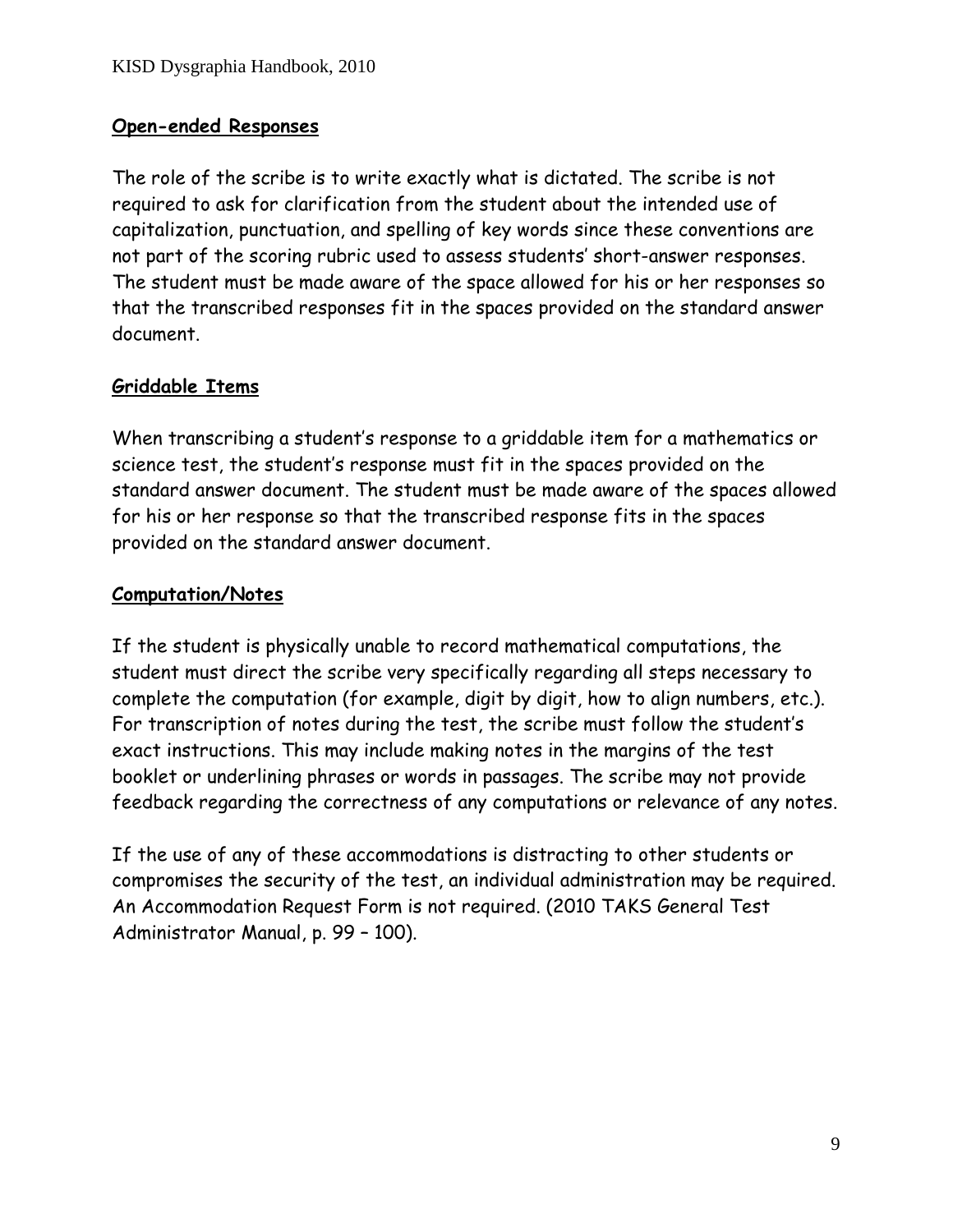## Open-ended Responses

The role of the scribe is to write exactly what is dictated. The scribe is not required to ask for clarification from the student about the intended use of capitalization, punctuation, and spelling of key words since these conventions are not part of the scoring rubric used to assess students' short-answer responses. The student must be made aware of the space allowed for his or her responses so that the transcribed responses fit in the spaces provided on the standard answer document.

## Griddable Items

When transcribing a student's response to a griddable item for a mathematics or science test, the student's response must fit in the spaces provided on the standard answer document. The student must be made aware of the spaces allowed for his or her response so that the transcribed response fits in the spaces provided on the standard answer document.

## Computation/Notes

If the student is physically unable to record mathematical computations, the student must direct the scribe very specifically regarding all steps necessary to complete the computation (for example, digit by digit, how to align numbers, etc.). For transcription of notes during the test, the scribe must follow the student's exact instructions. This may include making notes in the margins of the test booklet or underlining phrases or words in passages. The scribe may not provide feedback regarding the correctness of any computations or relevance of any notes.

If the use of any of these accommodations is distracting to other students or compromises the security of the test, an individual administration may be required. An Accommodation Request Form is not required. (2010 TAKS General Test Administrator Manual, p. 99 – 100).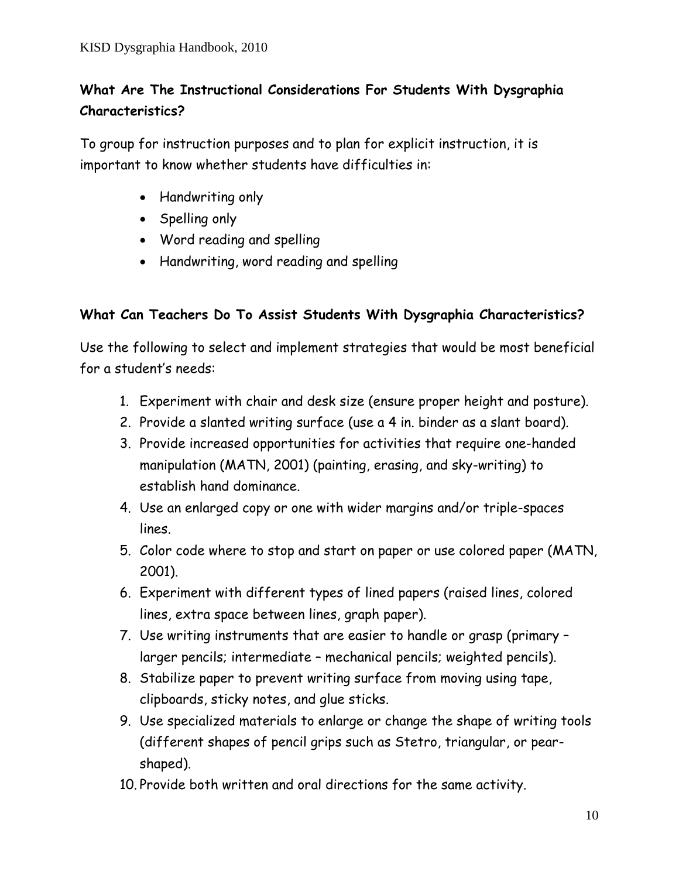## What Are The Instructional Considerations For Students With Dysgraphia Characteristics?

To group for instruction purposes and to plan for explicit instruction, it is important to know whether students have difficulties in:

- Handwriting only
- Spelling only
- Word reading and spelling
- Handwriting, word reading and spelling

## What Can Teachers Do To Assist Students With Dysgraphia Characteristics?

Use the following to select and implement strategies that would be most beneficial for a student's needs:

1. Experiment with chair and desk size (ensure proper height and posture).
2. Provide a slanted writing surface (use a 4 in. binder as a slant board).
3. Provide increased opportunities for activities that require one-handed manipulation (MATN, 2001) (painting, erasing, and sky-writing) to establish hand dominance.
4. Use an enlarged copy or one with wider margins and/or triple-spaces lines.
5. Color code where to stop and start on paper or use colored paper (MATN, 2001).
6. Experiment with different types of lined papers (raised lines, colored lines, extra space between lines, graph paper).
7. Use writing instruments that are easier to handle or grasp (primary – larger pencils; intermediate – mechanical pencils; weighted pencils).
8. Stabilize paper to prevent writing surface from moving using tape, clipboards, sticky notes, and glue sticks.
9. Use specialized materials to enlarge or change the shape of writing tools (different shapes of pencil grips such as Stetro, triangular, or pear-shaped).
10. Provide both written and oral directions for the same activity.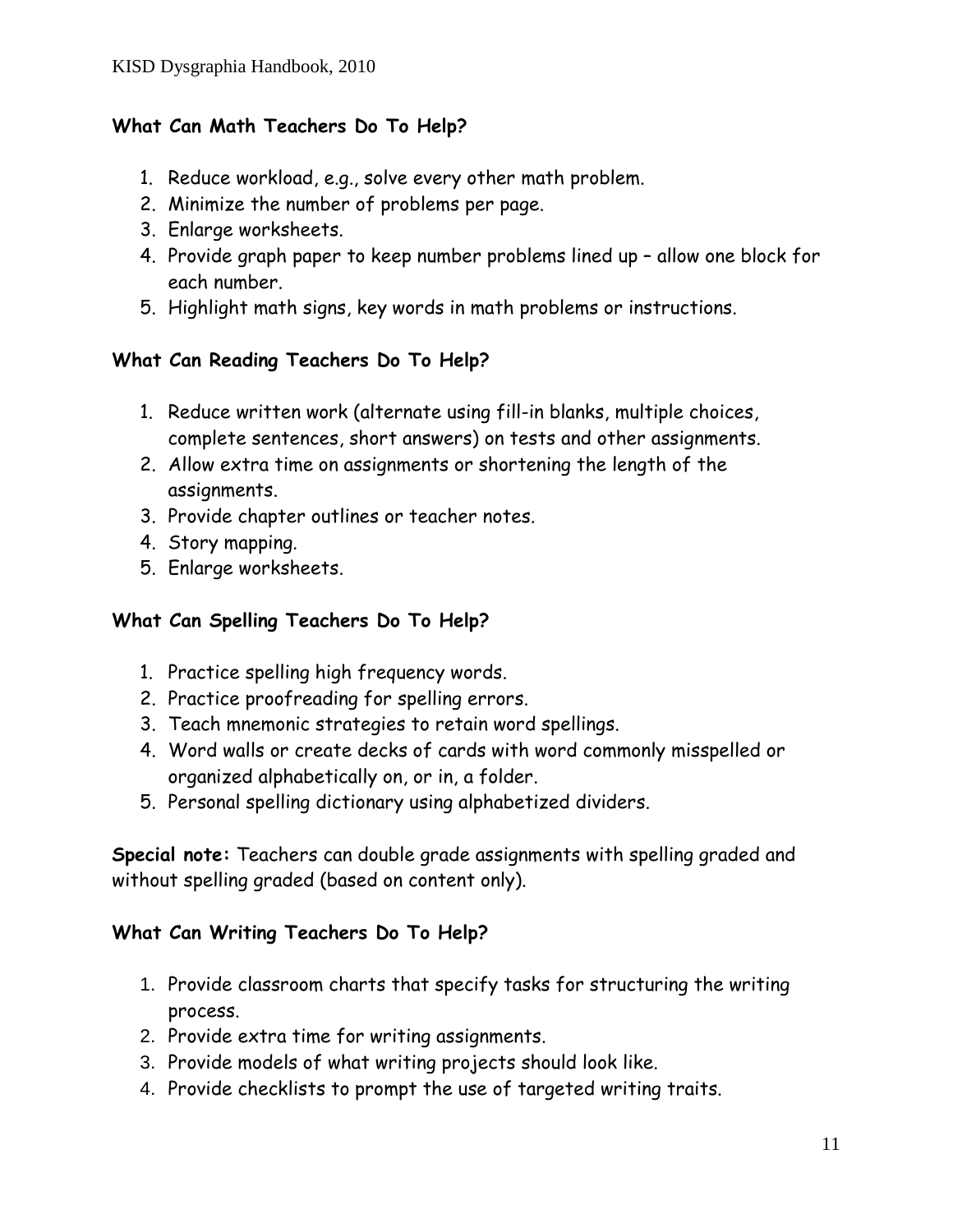**What Can Math Teachers Do To Help?**

1. Reduce workload, e.g., solve every other math problem.
2. Minimize the number of problems per page.
3. Enlarge worksheets.
4. Provide graph paper to keep number problems lined up – allow one block for each number.
5. Highlight math signs, key words in math problems or instructions.

**What Can Reading Teachers Do To Help?**

1. Reduce written work (alternate using fill-in blanks, multiple choices, complete sentences, short answers) on tests and other assignments.
2. Allow extra time on assignments or shortening the length of the assignments.
3. Provide chapter outlines or teacher notes.
4. Story mapping.
5. Enlarge worksheets.

**What Can Spelling Teachers Do To Help?**

1. Practice spelling high frequency words.
2. Practice proofreading for spelling errors.
3. Teach mnemonic strategies to retain word spellings.
4. Word walls or create decks of cards with word commonly misspelled or organized alphabetically on, or in, a folder.
5. Personal spelling dictionary using alphabetized dividers.

**Special note:** Teachers can double grade assignments with spelling graded and without spelling graded (based on content only).

**What Can Writing Teachers Do To Help?**

1. Provide classroom charts that specify tasks for structuring the writing process.
2. Provide extra time for writing assignments.
3. Provide models of what writing projects should look like.
4. Provide checklists to prompt the use of targeted writing traits.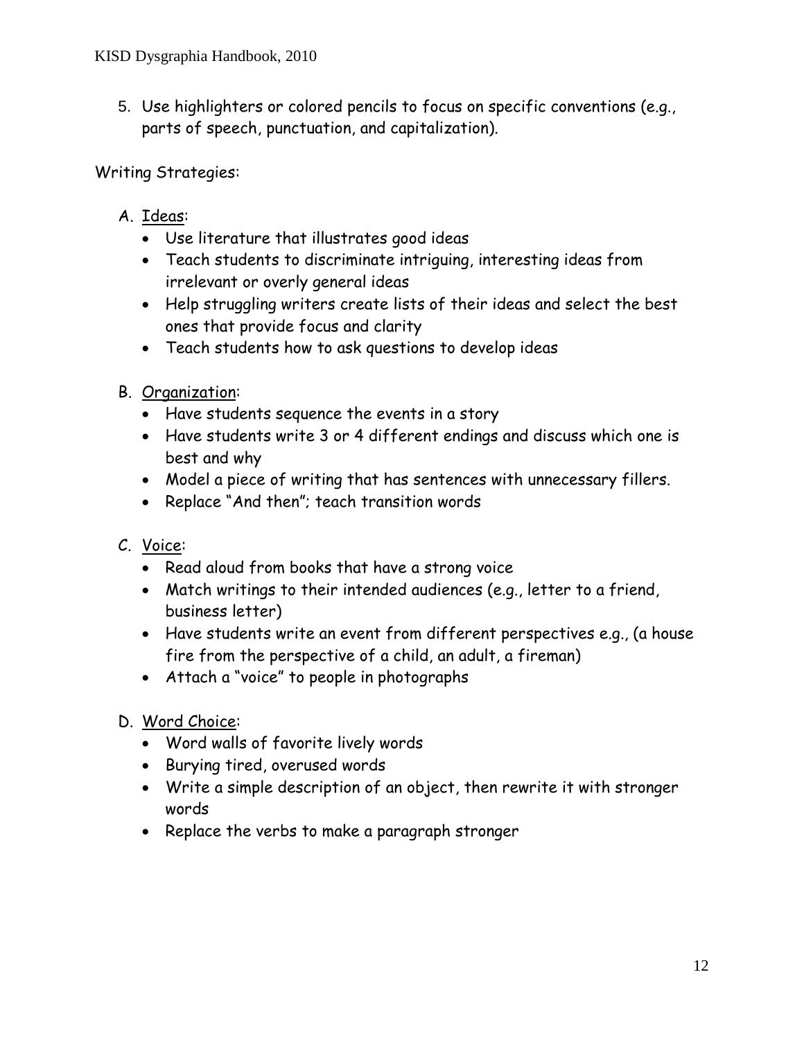5. Use highlighters or colored pencils to focus on specific conventions (e.g., parts of speech, punctuation, and capitalization).

Writing Strategies:

A. <u>Ideas</u>:
   - Use literature that illustrates good ideas
   - Teach students to discriminate intriguing, interesting ideas from irrelevant or overly general ideas
   - Help struggling writers create lists of their ideas and select the best ones that provide focus and clarity
   - Teach students how to ask questions to develop ideas

B. <u>Organization</u>:
   - Have students sequence the events in a story
   - Have students write 3 or 4 different endings and discuss which one is best and why
   - Model a piece of writing that has sentences with unnecessary fillers.
   - Replace "And then"; teach transition words

C. <u>Voice</u>:
   - Read aloud from books that have a strong voice
   - Match writings to their intended audiences (e.g., letter to a friend, business letter)
   - Have students write an event from different perspectives e.g., (a house fire from the perspective of a child, an adult, a fireman)
   - Attach a "voice" to people in photographs

D. <u>Word Choice</u>:
   - Word walls of favorite lively words
   - Burying tired, overused words
   - Write a simple description of an object, then rewrite it with stronger words
   - Replace the verbs to make a paragraph stronger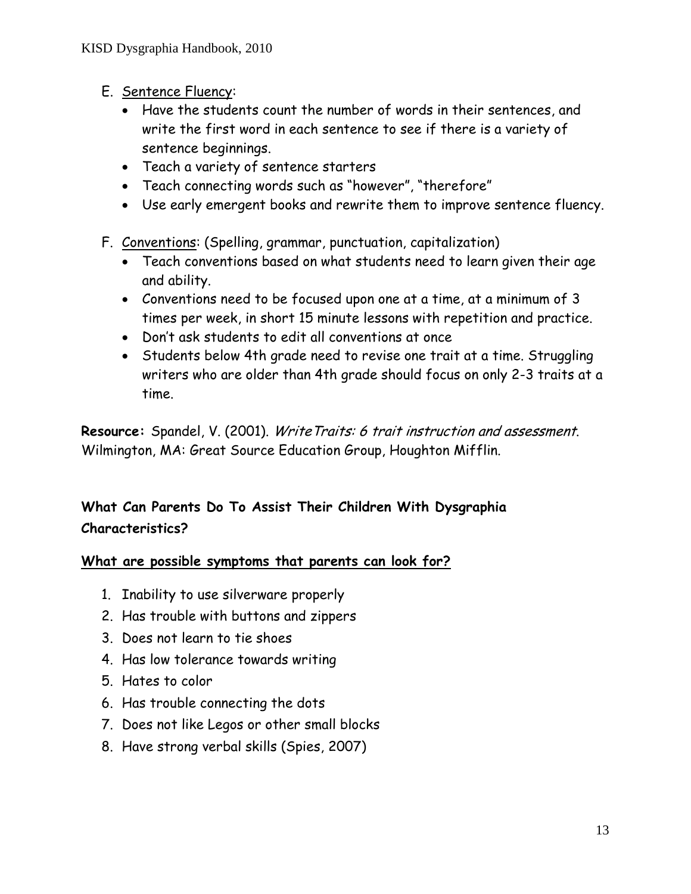E. <u>Sentence Fluency</u>:
   - Have the students count the number of words in their sentences, and write the first word in each sentence to see if there is a variety of sentence beginnings.
   - Teach a variety of sentence starters
   - Teach connecting words such as "however", "therefore"
   - Use early emergent books and rewrite them to improve sentence fluency.

F. <u>Conventions</u>: (Spelling, grammar, punctuation, capitalization)
   - Teach conventions based on what students need to learn given their age and ability.
   - Conventions need to be focused upon one at a time, at a minimum of 3 times per week, in short 15 minute lessons with repetition and practice.
   - Don't ask students to edit all conventions at once
   - Students below 4th grade need to revise one trait at a time. Struggling writers who are older than 4th grade should focus on only 2-3 traits at a time.

**Resource:** Spandel, V. (2001). *WriteTraits: 6 trait instruction and assessment*. Wilmington, MA: Great Source Education Group, Houghton Mifflin.

## What Can Parents Do To Assist Their Children With Dysgraphia Characteristics?

### <u>What are possible symptoms that parents can look for?</u>

1. Inability to use silverware properly
2. Has trouble with buttons and zippers
3. Does not learn to tie shoes
4. Has low tolerance towards writing
5. Hates to color
6. Has trouble connecting the dots
7. Does not like Legos or other small blocks
8. Have strong verbal skills (Spies, 2007)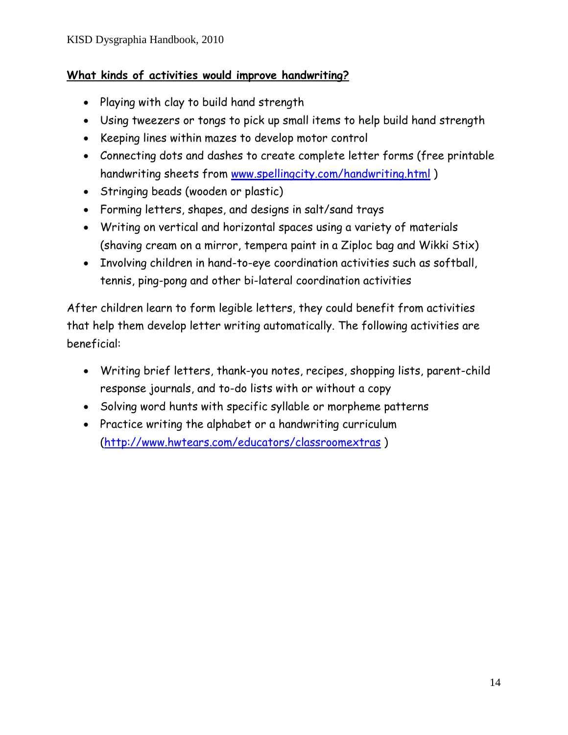## **What kinds of activities would improve handwriting?**

- Playing with clay to build hand strength
- Using tweezers or tongs to pick up small items to help build hand strength
- Keeping lines within mazes to develop motor control
- Connecting dots and dashes to create complete letter forms (free printable handwriting sheets from www.spellingcity.com/handwriting.html )
- Stringing beads (wooden or plastic)
- Forming letters, shapes, and designs in salt/sand trays
- Writing on vertical and horizontal spaces using a variety of materials (shaving cream on a mirror, tempera paint in a Ziploc bag and Wikki Stix)
- Involving children in hand-to-eye coordination activities such as softball, tennis, ping-pong and other bi-lateral coordination activities

After children learn to form legible letters, they could benefit from activities that help them develop letter writing automatically. The following activities are beneficial:

- Writing brief letters, thank-you notes, recipes, shopping lists, parent-child response journals, and to-do lists with or without a copy
- Solving word hunts with specific syllable or morpheme patterns
- Practice writing the alphabet or a handwriting curriculum (http://www.hwtears.com/educators/classroomextras )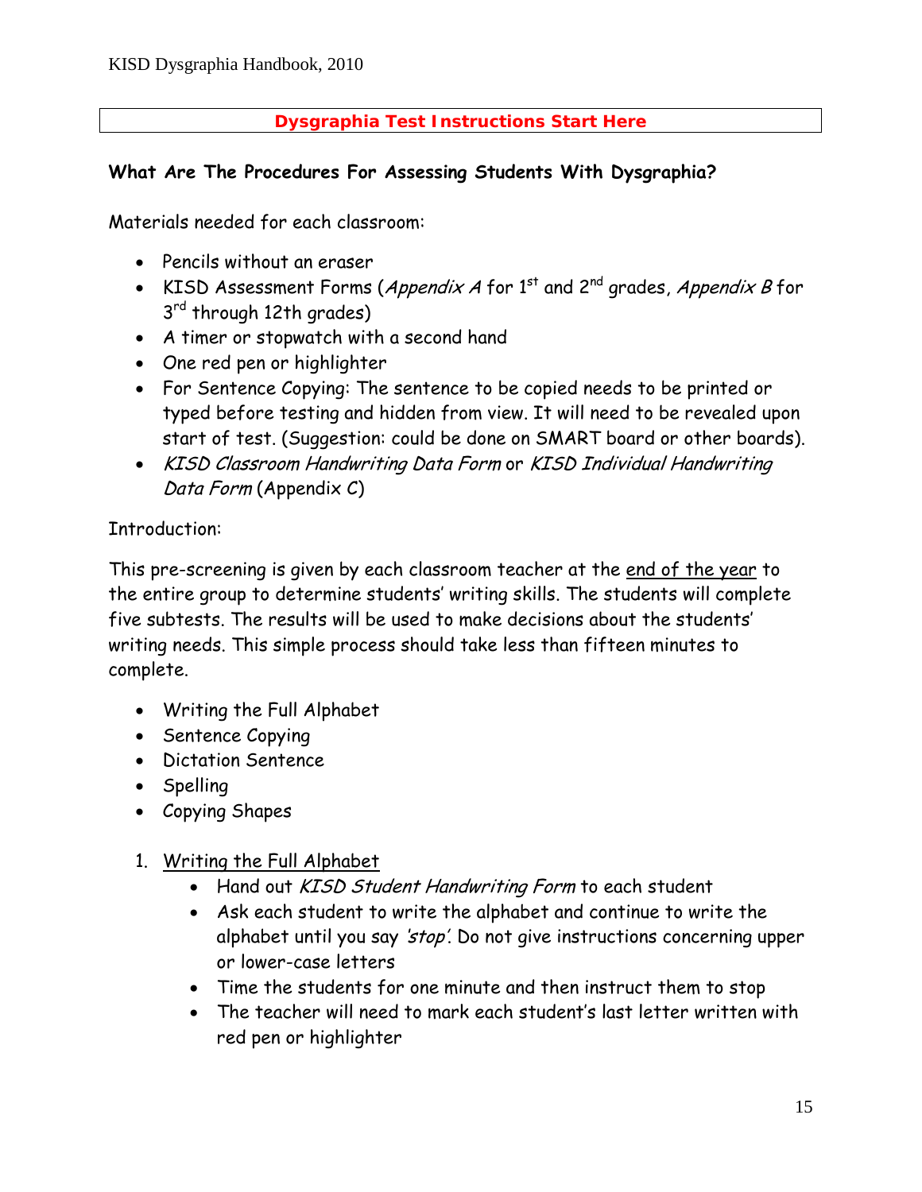**Dysgraphia Test Instructions Start Here**

### What Are The Procedures For Assessing Students With Dysgraphia?

Materials needed for each classroom:

- Pencils without an eraser
- KISD Assessment Forms (*Appendix A* for 1st and 2nd grades, *Appendix B* for 3rd through 12th grades)
- A timer or stopwatch with a second hand
- One red pen or highlighter
- For Sentence Copying: The sentence to be copied needs to be printed or typed before testing and hidden from view. It will need to be revealed upon start of test. (Suggestion: could be done on SMART board or other boards).
- *KISD Classroom Handwriting Data Form* or *KISD Individual Handwriting Data Form* (Appendix C)

Introduction:

This pre-screening is given by each classroom teacher at the end of the year to the entire group to determine students' writing skills. The students will complete five subtests. The results will be used to make decisions about the students' writing needs. This simple process should take less than fifteen minutes to complete.

- Writing the Full Alphabet
- Sentence Copying
- Dictation Sentence
- Spelling
- Copying Shapes

1. Writing the Full Alphabet
    - Hand out *KISD Student Handwriting Form* to each student
    - Ask each student to write the alphabet and continue to write the alphabet until you say *'stop'*. Do not give instructions concerning upper or lower-case letters
    - Time the students for one minute and then instruct them to stop
    - The teacher will need to mark each student's last letter written with red pen or highlighter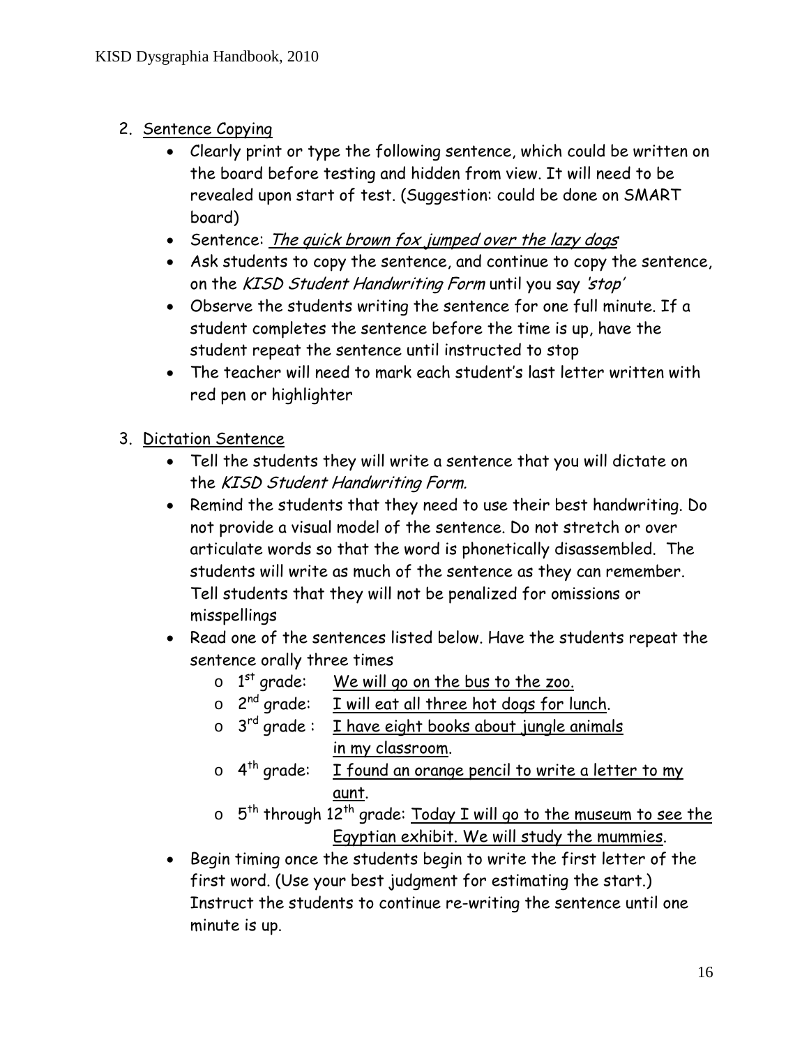2. Sentence Copying
    - Clearly print or type the following sentence, which could be written on the board before testing and hidden from view. It will need to be revealed upon start of test. (Suggestion: could be done on SMART board)
    - Sentence: *The quick brown fox jumped over the lazy dogs*
    - Ask students to copy the sentence, and continue to copy the sentence, on the *KISD Student Handwriting Form* until you say *'stop'*
    - Observe the students writing the sentence for one full minute. If a student completes the sentence before the time is up, have the student repeat the sentence until instructed to stop
    - The teacher will need to mark each student's last letter written with red pen or highlighter

3. Dictation Sentence
    - Tell the students they will write a sentence that you will dictate on the *KISD Student Handwriting Form.*
    - Remind the students that they need to use their best handwriting. Do not provide a visual model of the sentence. Do not stretch or over articulate words so that the word is phonetically disassembled. The students will write as much of the sentence as they can remember. Tell students that they will not be penalized for omissions or misspellings
    - Read one of the sentences listed below. Have the students repeat the sentence orally three times
        - 1st grade: We will go on the bus to the zoo.
        - 2nd grade: I will eat all three hot dogs for lunch.
        - 3rd grade : I have eight books about jungle animals in my classroom.
        - 4th grade: I found an orange pencil to write a letter to my aunt.
        - 5th through 12th grade: Today I will go to the museum to see the Egyptian exhibit. We will study the mummies.
    - Begin timing once the students begin to write the first letter of the first word. (Use your best judgment for estimating the start.) Instruct the students to continue re-writing the sentence until one minute is up.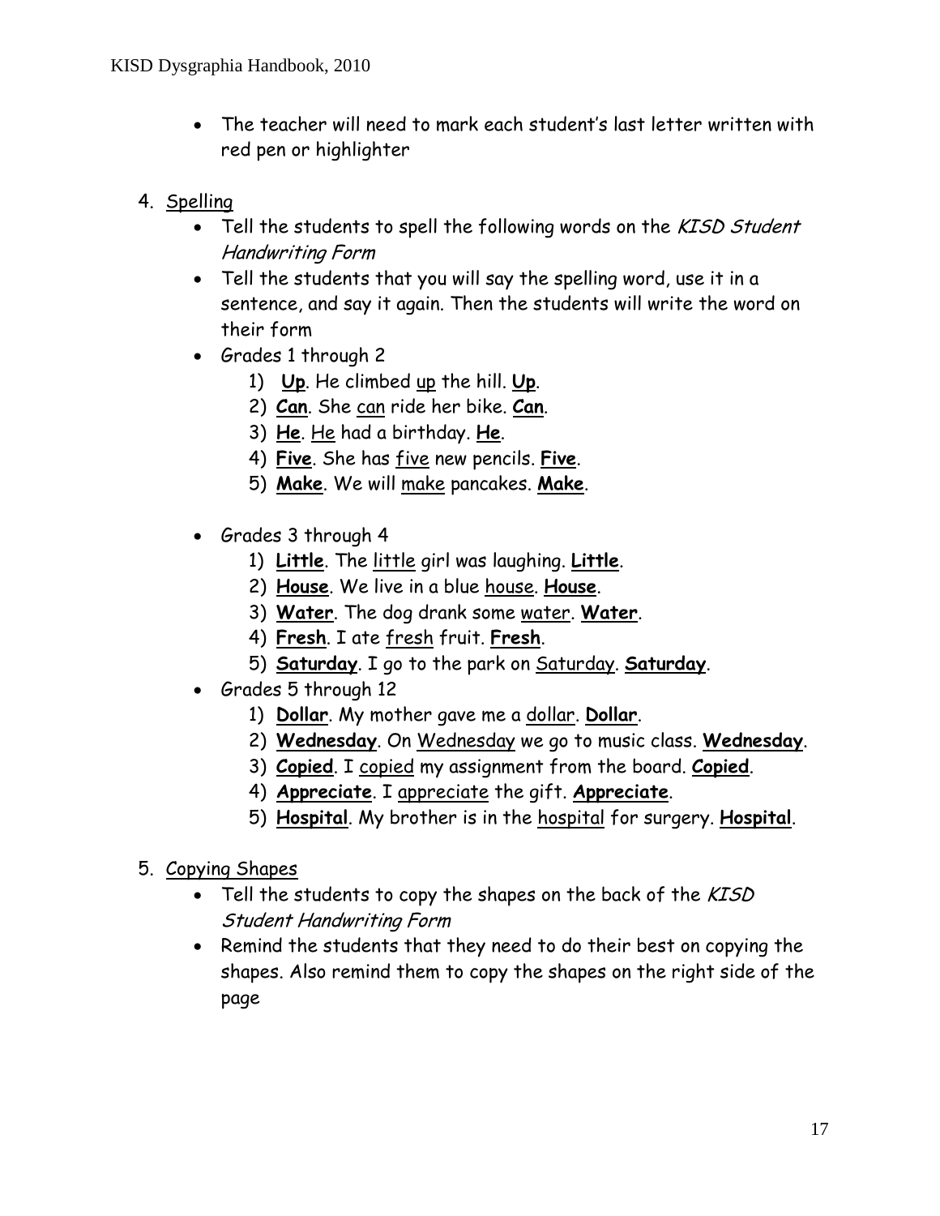- The teacher will need to mark each student's last letter written with red pen or highlighter

4. Spelling
   - Tell the students to spell the following words on the *KISD Student Handwriting Form*
   - Tell the students that you will say the spelling word, use it in a sentence, and say it again. Then the students will write the word on their form
   - Grades 1 through 2
     1) **Up**. He climbed up the hill. **Up**.
     2) **Can**. She can ride her bike. **Can**.
     3) **He**. He had a birthday. **He**.
     4) **Five**. She has five new pencils. **Five**.
     5) **Make**. We will make pancakes. **Make**.
   - Grades 3 through 4
     1) **Little**. The little girl was laughing. **Little**.
     2) **House**. We live in a blue house. **House**.
     3) **Water**. The dog drank some water. **Water**.
     4) **Fresh**. I ate fresh fruit. **Fresh**.
     5) **Saturday**. I go to the park on Saturday. **Saturday**.
   - Grades 5 through 12
     1) **Dollar**. My mother gave me a dollar. **Dollar**.
     2) **Wednesday**. On Wednesday we go to music class. **Wednesday**.
     3) **Copied**. I copied my assignment from the board. **Copied**.
     4) **Appreciate**. I appreciate the gift. **Appreciate**.
     5) **Hospital**. My brother is in the hospital for surgery. **Hospital**.

5. Copying Shapes
   - Tell the students to copy the shapes on the back of the *KISD Student Handwriting Form*
   - Remind the students that they need to do their best on copying the shapes. Also remind them to copy the shapes on the right side of the page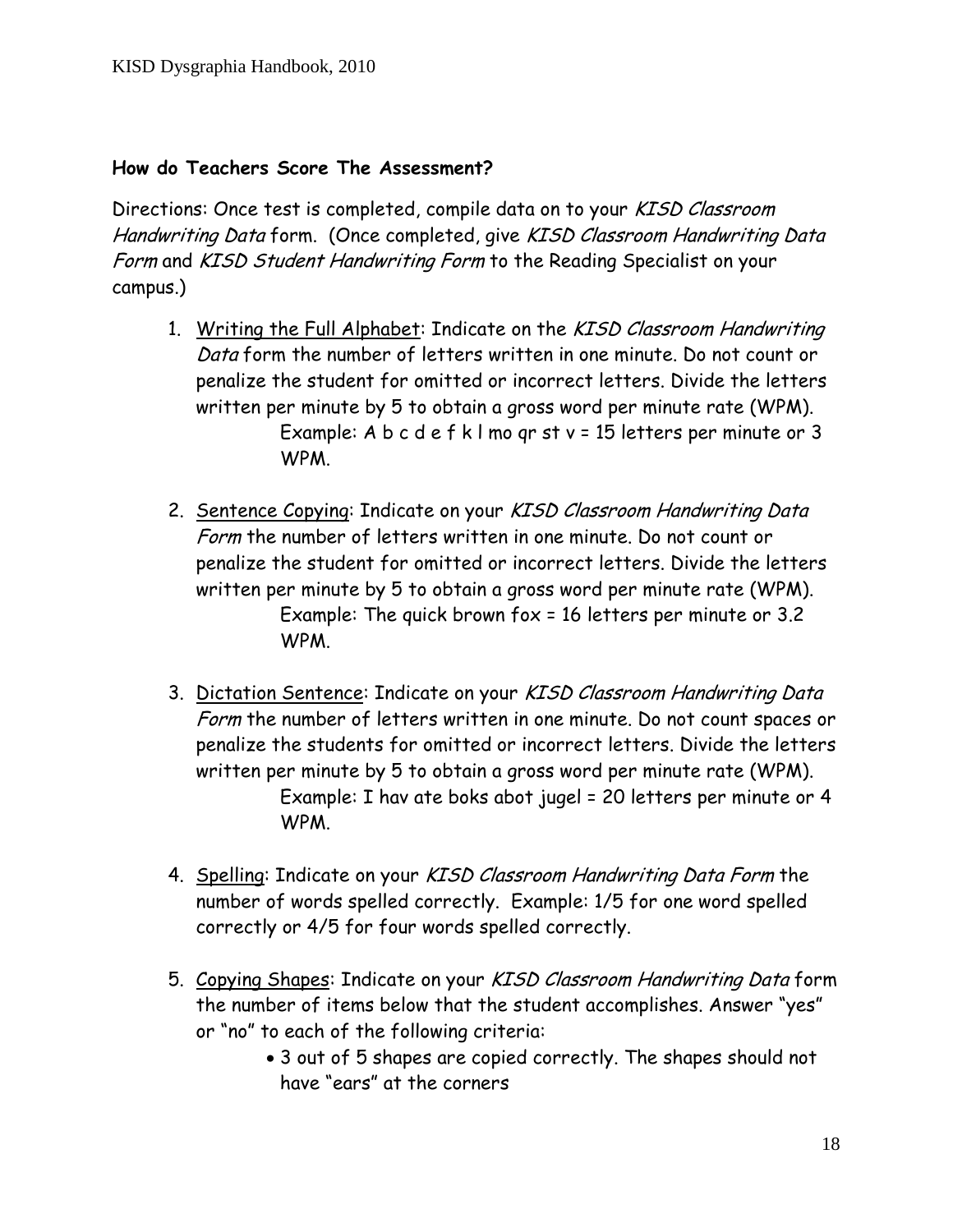**How do Teachers Score The Assessment?**

Directions: Once test is completed, compile data on to your *KISD Classroom Handwriting Data* form. (Once completed, give *KISD Classroom Handwriting Data Form* and *KISD Student Handwriting Form* to the Reading Specialist on your campus.)

1. Writing the Full Alphabet: Indicate on the *KISD Classroom Handwriting Data* form the number of letters written in one minute. Do not count or penalize the student for omitted or incorrect letters. Divide the letters written per minute by 5 to obtain a gross word per minute rate (WPM).

   Example: A b c d e f k l mo qr st v = 15 letters per minute or 3 WPM.

2. Sentence Copying: Indicate on your *KISD Classroom Handwriting Data Form* the number of letters written in one minute. Do not count or penalize the student for omitted or incorrect letters. Divide the letters written per minute by 5 to obtain a gross word per minute rate (WPM).

   Example: The quick brown fox = 16 letters per minute or 3.2 WPM.

3. Dictation Sentence: Indicate on your *KISD Classroom Handwriting Data Form* the number of letters written in one minute. Do not count spaces or penalize the students for omitted or incorrect letters. Divide the letters written per minute by 5 to obtain a gross word per minute rate (WPM).

   Example: I hav ate boks abot jugel = 20 letters per minute or 4 WPM.

4. Spelling: Indicate on your *KISD Classroom Handwriting Data Form* the number of words spelled correctly. Example: 1/5 for one word spelled correctly or 4/5 for four words spelled correctly.

5. Copying Shapes: Indicate on your *KISD Classroom Handwriting Data* form the number of items below that the student accomplishes. Answer "yes" or "no" to each of the following criteria:
   - 3 out of 5 shapes are copied correctly. The shapes should not have "ears" at the corners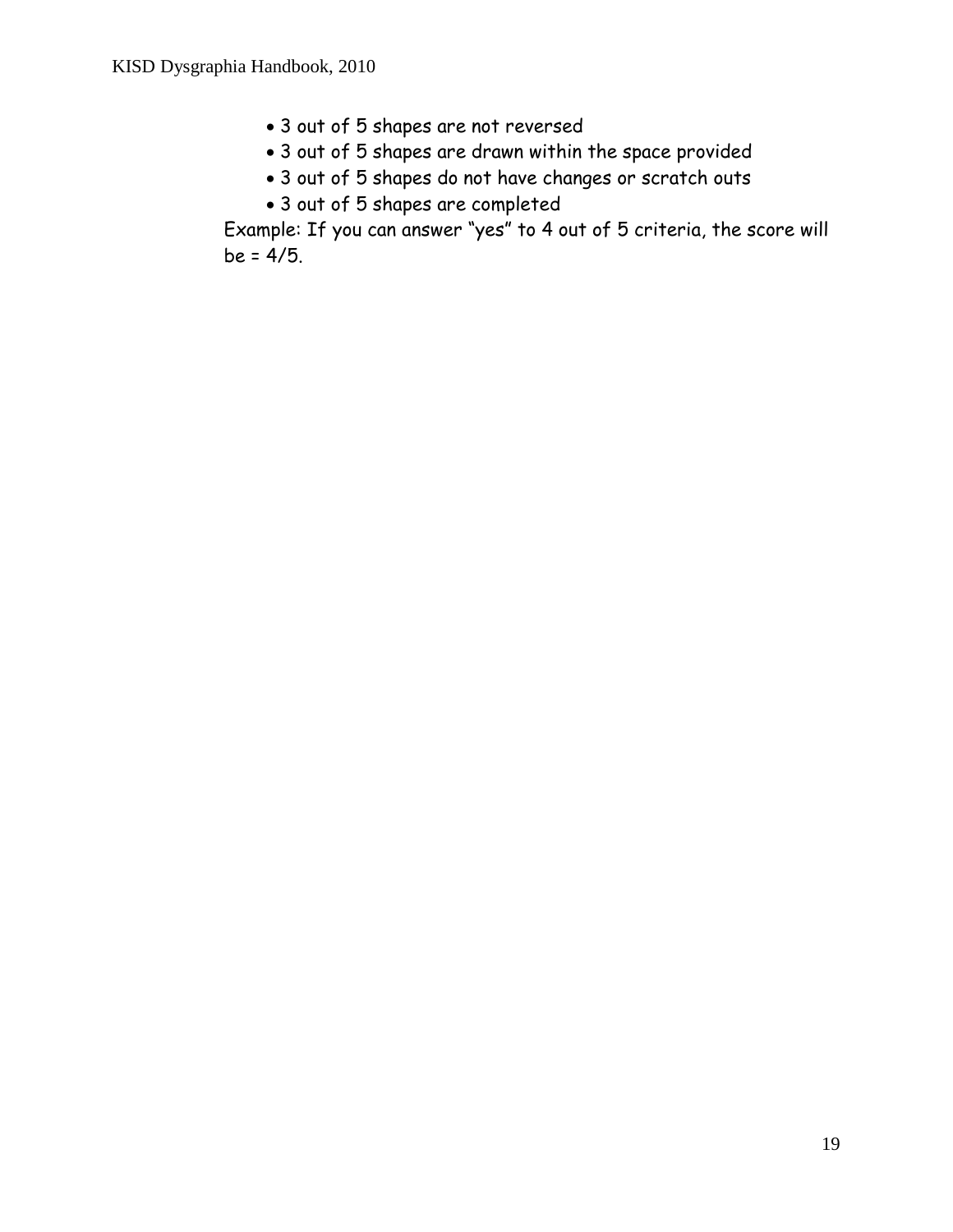- 3 out of 5 shapes are not reversed
- 3 out of 5 shapes are drawn within the space provided
- 3 out of 5 shapes do not have changes or scratch outs
- 3 out of 5 shapes are completed

Example: If you can answer "yes" to 4 out of 5 criteria, the score will be = 4/5.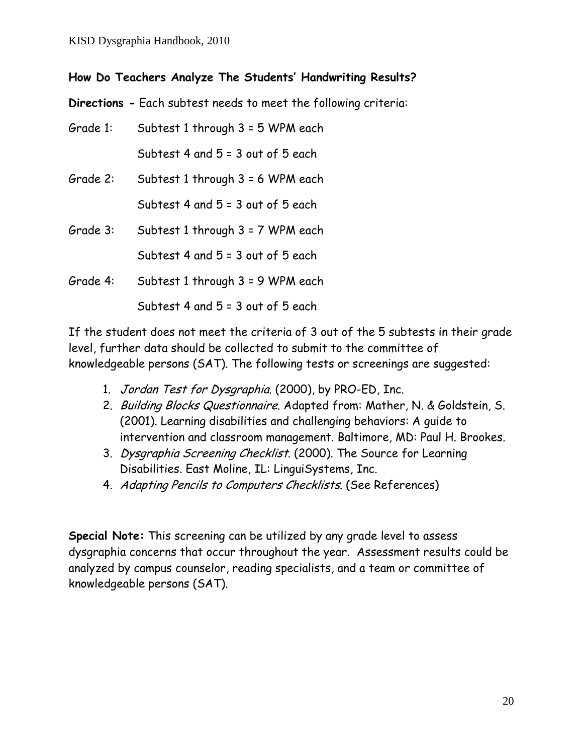**How Do Teachers Analyze The Students' Handwriting Results?**

**Directions -** Each subtest needs to meet the following criteria:

Grade 1: Subtest 1 through 3 = 5 WPM each

Subtest 4 and 5 = 3 out of 5 each

Grade 2: Subtest 1 through 3 = 6 WPM each

Subtest 4 and 5 = 3 out of 5 each

Grade 3: Subtest 1 through 3 = 7 WPM each

Subtest 4 and 5 = 3 out of 5 each

Grade 4: Subtest 1 through 3 = 9 WPM each

Subtest 4 and 5 = 3 out of 5 each

If the student does not meet the criteria of 3 out of the 5 subtests in their grade level, further data should be collected to submit to the committee of knowledgeable persons (SAT). The following tests or screenings are suggested:

1. *Jordan Test for Dysgraphia*. (2000), by PRO-ED, Inc.
2. *Building Blocks Questionnaire*. Adapted from: Mather, N. & Goldstein, S. (2001). Learning disabilities and challenging behaviors: A guide to intervention and classroom management. Baltimore, MD: Paul H. Brookes.
3. *Dysgraphia Screening Checklist*. (2000). The Source for Learning Disabilities. East Moline, IL: LinguiSystems, Inc.
4. *Adapting Pencils to Computers Checklists*. (See References)

**Special Note:** This screening can be utilized by any grade level to assess dysgraphia concerns that occur throughout the year. Assessment results could be analyzed by campus counselor, reading specialists, and a team or committee of knowledgeable persons (SAT).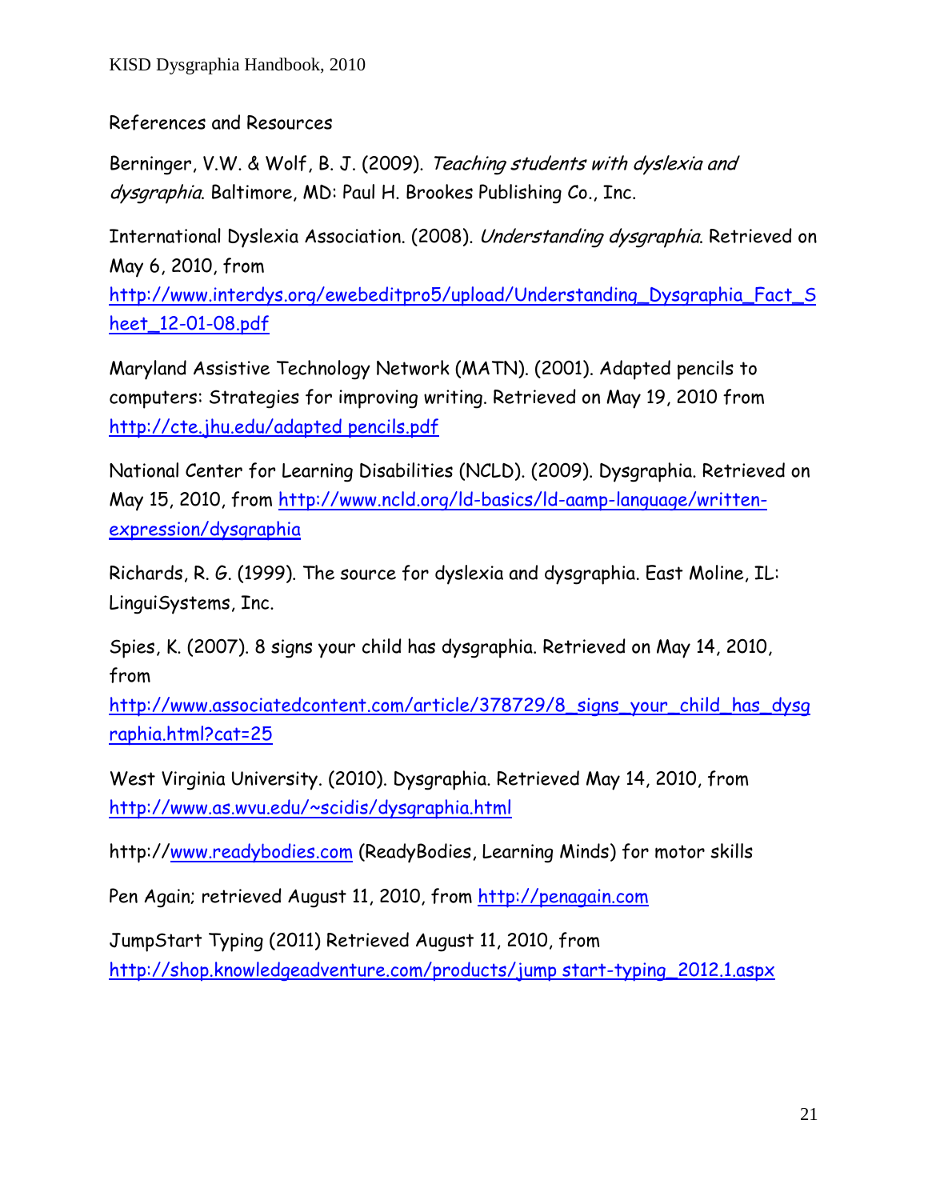References and Resources

Berninger, V.W. & Wolf, B. J. (2009). *Teaching students with dyslexia and dysgraphia*. Baltimore, MD: Paul H. Brookes Publishing Co., Inc.

International Dyslexia Association. (2008). *Understanding dysgraphia*. Retrieved on May 6, 2010, from http://www.interdys.org/ewebeditpro5/upload/Understanding_Dysgraphia_Fact_Sheet_12-01-08.pdf

Maryland Assistive Technology Network (MATN). (2001). Adapted pencils to computers: Strategies for improving writing. Retrieved on May 19, 2010 from http://cte.jhu.edu/adapted pencils.pdf

National Center for Learning Disabilities (NCLD). (2009). Dysgraphia. Retrieved on May 15, 2010, from http://www.ncld.org/ld-basics/ld-aamp-language/written-expression/dysgraphia

Richards, R. G. (1999). The source for dyslexia and dysgraphia. East Moline, IL: LinguiSystems, Inc.

Spies, K. (2007). 8 signs your child has dysgraphia. Retrieved on May 14, 2010, from http://www.associatedcontent.com/article/378729/8_signs_your_child_has_dysgraphia.html?cat=25

West Virginia University. (2010). Dysgraphia. Retrieved May 14, 2010, from http://www.as.wvu.edu/~scidis/dysgraphia.html

http://www.readybodies.com (ReadyBodies, Learning Minds) for motor skills

Pen Again; retrieved August 11, 2010, from http://penagain.com

JumpStart Typing (2011) Retrieved August 11, 2010, from http://shop.knowledgeadventure.com/products/jump start-typing_2012.1.aspx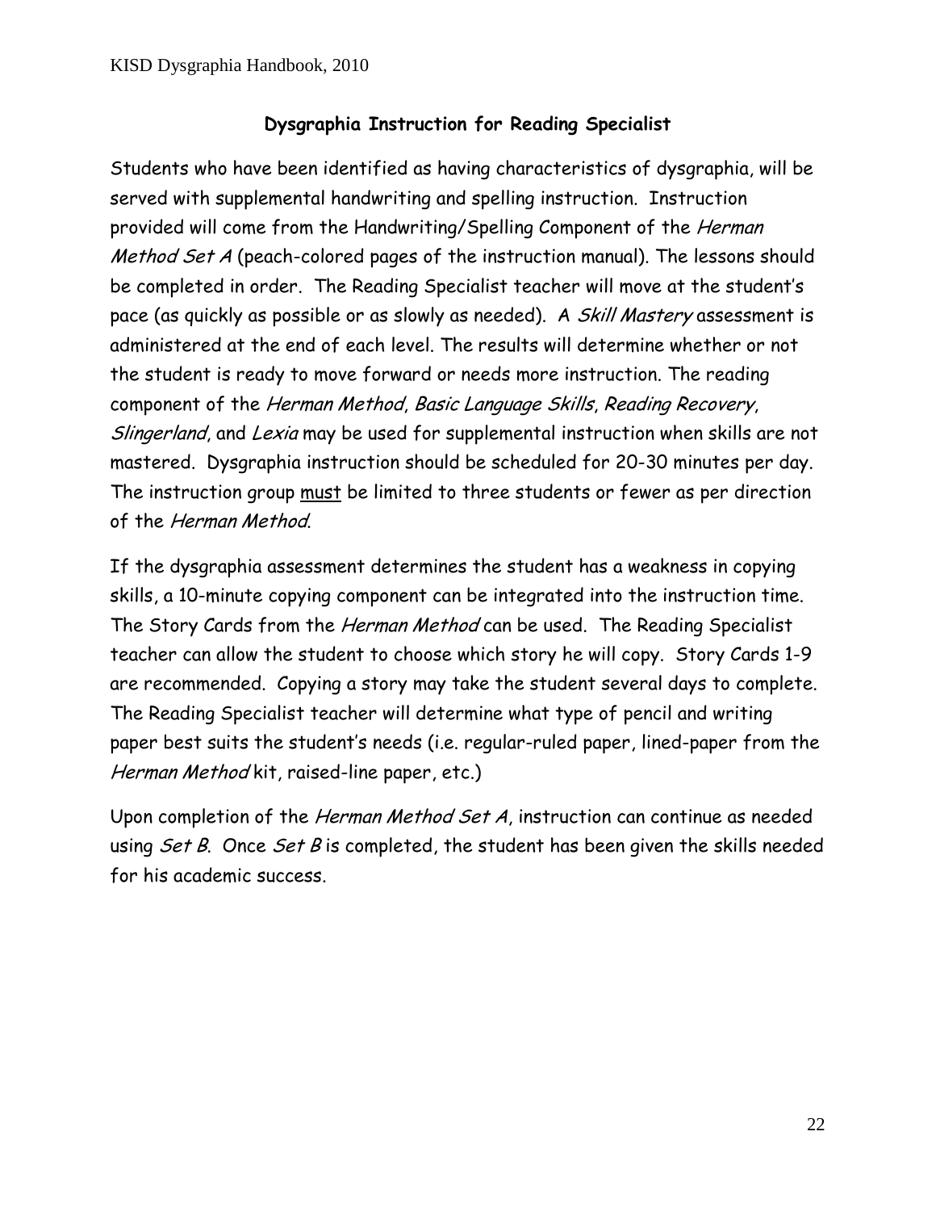## Dysgraphia Instruction for Reading Specialist

Students who have been identified as having characteristics of dysgraphia, will be served with supplemental handwriting and spelling instruction. Instruction provided will come from the Handwriting/Spelling Component of the *Herman Method Set A* (peach-colored pages of the instruction manual). The lessons should be completed in order. The Reading Specialist teacher will move at the student's pace (as quickly as possible or as slowly as needed). A *Skill Mastery* assessment is administered at the end of each level. The results will determine whether or not the student is ready to move forward or needs more instruction. The reading component of the *Herman Method*, *Basic Language Skills*, *Reading Recovery*, *Slingerland*, and *Lexia* may be used for supplemental instruction when skills are not mastered. Dysgraphia instruction should be scheduled for 20-30 minutes per day. The instruction group <u>must</u> be limited to three students or fewer as per direction of the *Herman Method*.

If the dysgraphia assessment determines the student has a weakness in copying skills, a 10-minute copying component can be integrated into the instruction time. The Story Cards from the *Herman Method* can be used. The Reading Specialist teacher can allow the student to choose which story he will copy. Story Cards 1-9 are recommended. Copying a story may take the student several days to complete. The Reading Specialist teacher will determine what type of pencil and writing paper best suits the student's needs (i.e. regular-ruled paper, lined-paper from the *Herman Method* kit, raised-line paper, etc.)

Upon completion of the *Herman Method Set A*, instruction can continue as needed using *Set B*. Once *Set B* is completed, the student has been given the skills needed for his academic success.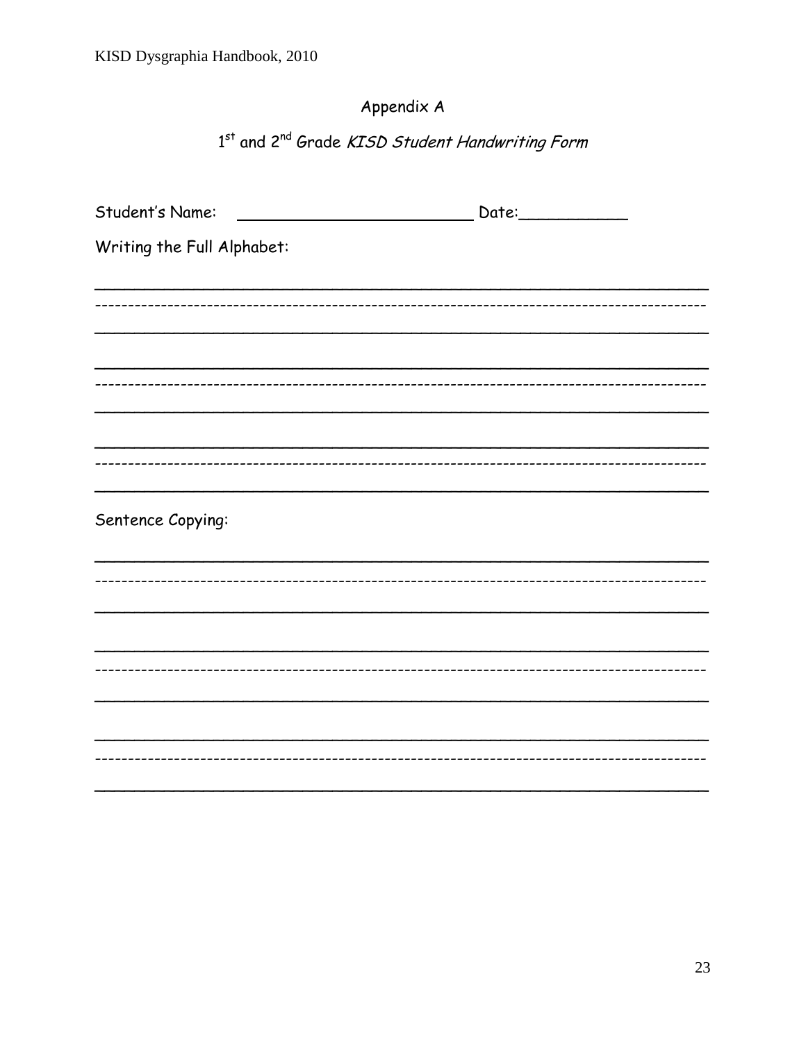## Appendix A

## 1st and 2nd Grade *KISD Student Handwriting Form*

Student's Name: ________________________ Date:___________

Writing the Full Alphabet:

Sentence Copying: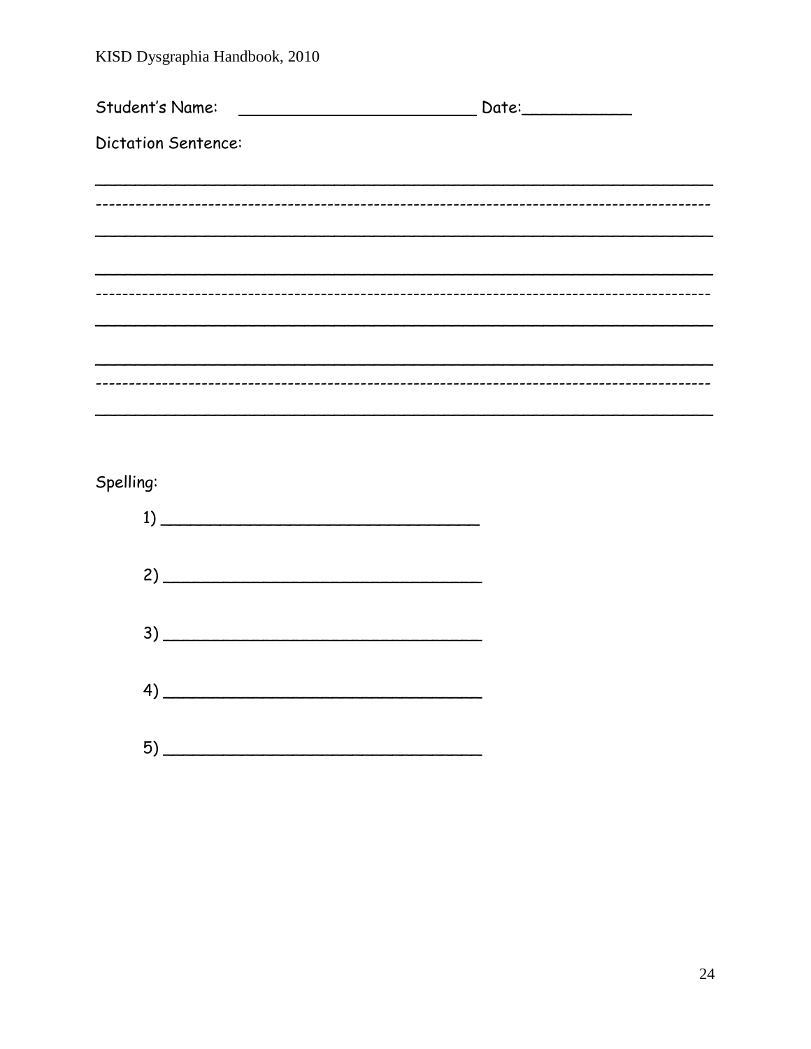Student's Name: ________________________ Date:___________

Dictation Sentence:

_______________________________________________________________

- - - - - - - - - - - - - - - - - - - - - - - - - - - - - - - - - - - - - - - - - - - - - - - - - - - - - - - - - - - - - - - - - - - - - - - - - - - - - - - - - - - - - - - - - - - - - - - - - - - -

_______________________________________________________________

_______________________________________________________________

- - - - - - - - - - - - - - - - - - - - - - - - - - - - - - - - - - - - - - - - - - - - - - - - - - - - - - - - - - - - - - - - - - - - - - - - - - - - - - - - - - - - - - - - - - - - - - - - - - - -

_______________________________________________________________

_______________________________________________________________

- - - - - - - - - - - - - - - - - - - - - - - - - - - - - - - - - - - - - - - - - - - - - - - - - - - - - - - - - - - - - - - - - - - - - - - - - - - - - - - - - - - - - - - - - - - - - - - - - - - -

_______________________________________________________________

Spelling:

1) ________________________________

2) ________________________________

3) ________________________________

4) ________________________________

5) ________________________________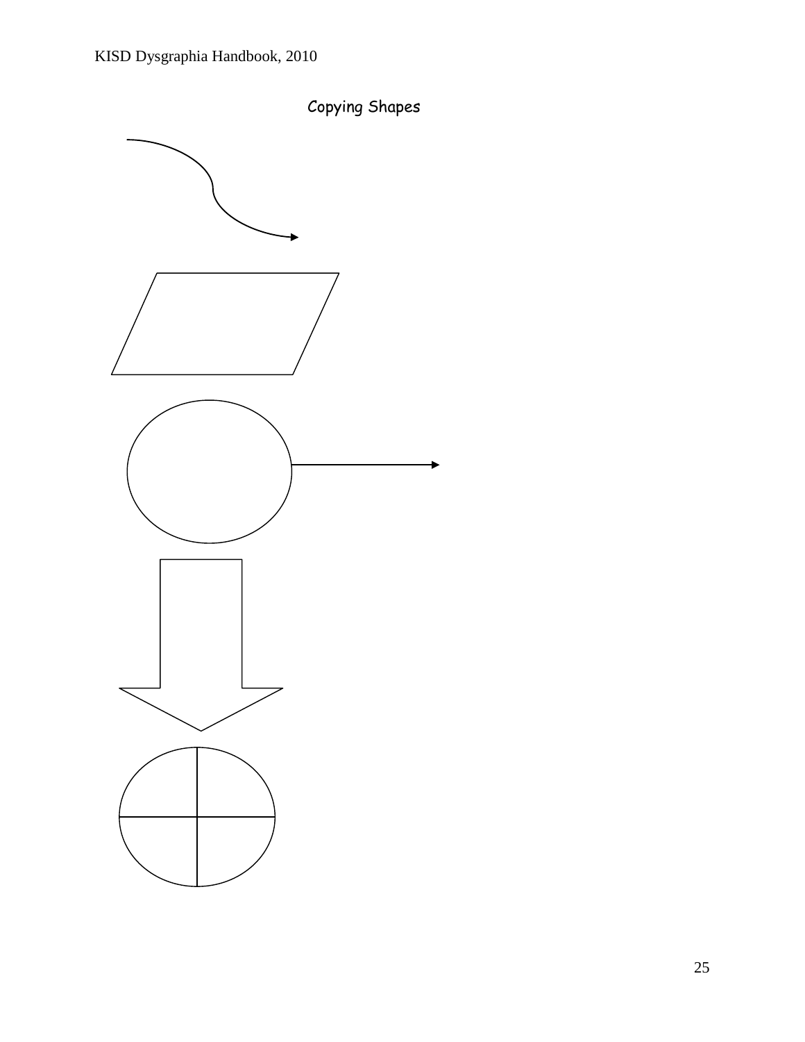# Copying Shapes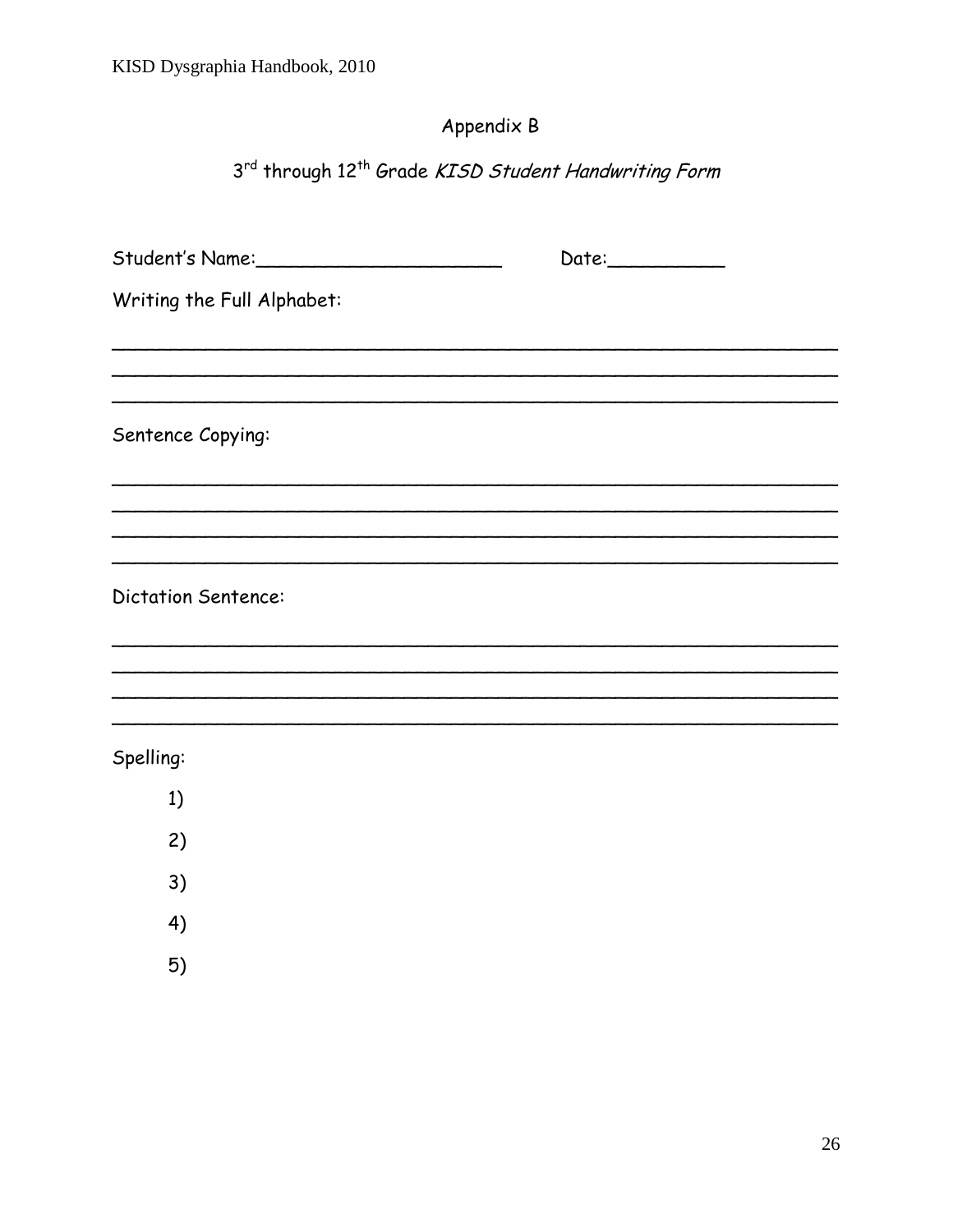## Appendix B

### 3rd through 12th Grade *KISD Student Handwriting Form*

Student's Name:______________________ Date:__________

Writing the Full Alphabet:

______________________________________________________________

______________________________________________________________

______________________________________________________________

Sentence Copying:

______________________________________________________________

______________________________________________________________

______________________________________________________________

______________________________________________________________

Dictation Sentence:

______________________________________________________________

______________________________________________________________

______________________________________________________________

______________________________________________________________

Spelling:

1)

2)

3)

4)

5)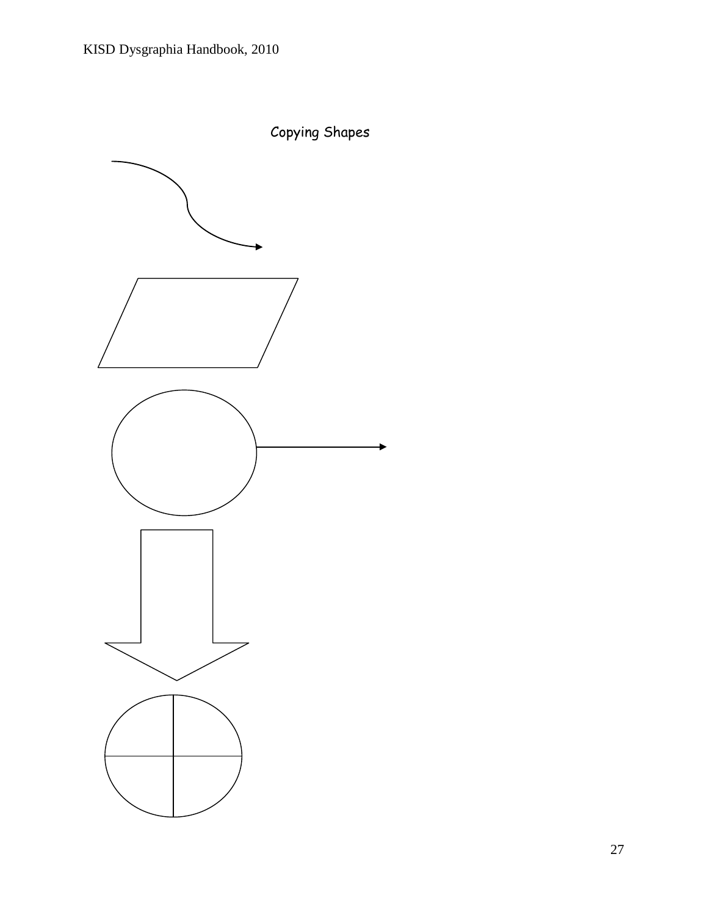# Copying Shapes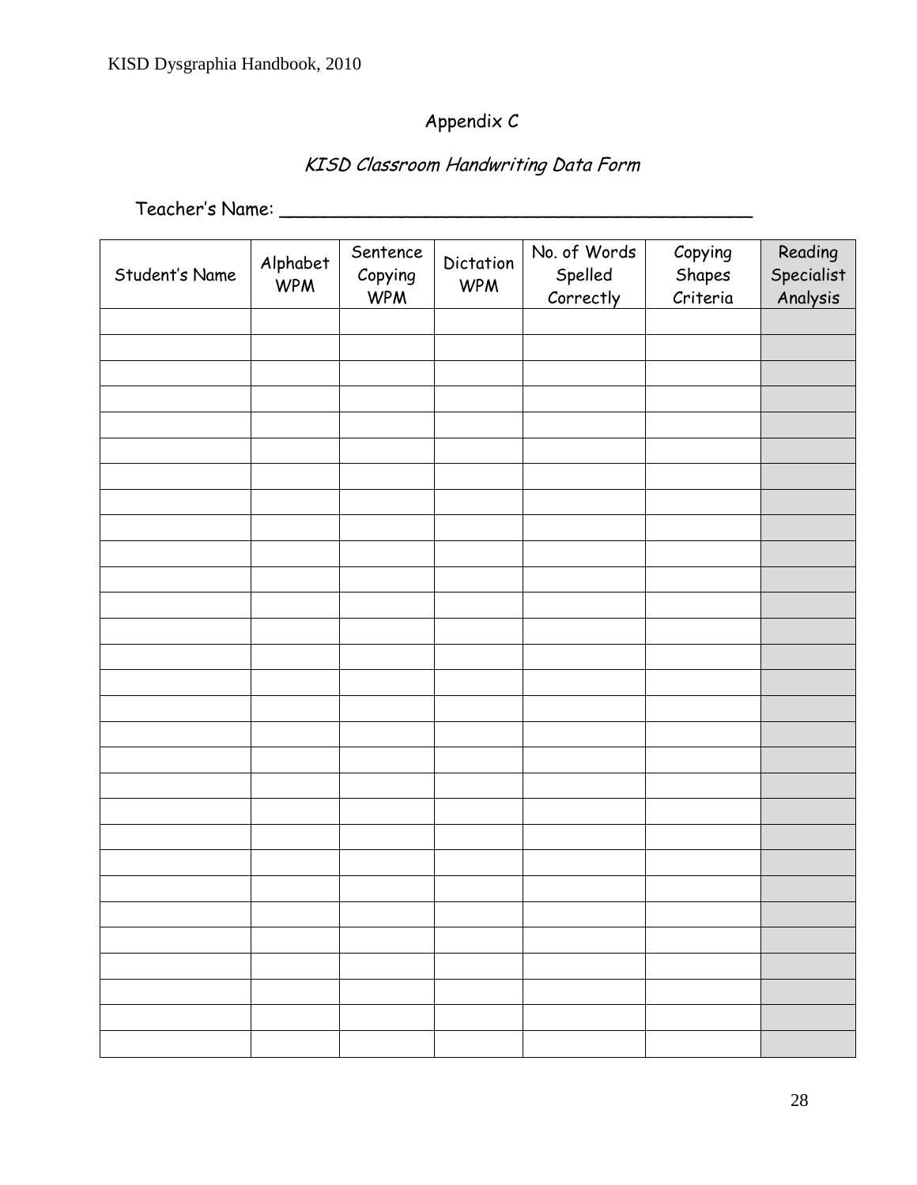## Appendix C

### *KISD Classroom Handwriting Data Form*

Teacher's Name: ___________________________________________

| Student's Name | Alphabet WPM | Sentence Copying WPM | Dictation WPM | No. of Words Spelled Correctly | Copying Shapes Criteria | Reading Specialist Analysis |
|---|---|---|---|---|---|---|
| | | | | | | |
| | | | | | | |
| | | | | | | |
| | | | | | | |
| | | | | | | |
| | | | | | | |
| | | | | | | |
| | | | | | | |
| | | | | | | |
| | | | | | | |
| | | | | | | |
| | | | | | | |
| | | | | | | |
| | | | | | | |
| | | | | | | |
| | | | | | | |
| | | | | | | |
| | | | | | | |
| | | | | | | |
| | | | | | | |
| | | | | | | |
| | | | | | | |
| | | | | | | |
| | | | | | | |
| | | | | | | |
| | | | | | | |
| | | | | | | |
| | | | | | | |
| | | | | | | |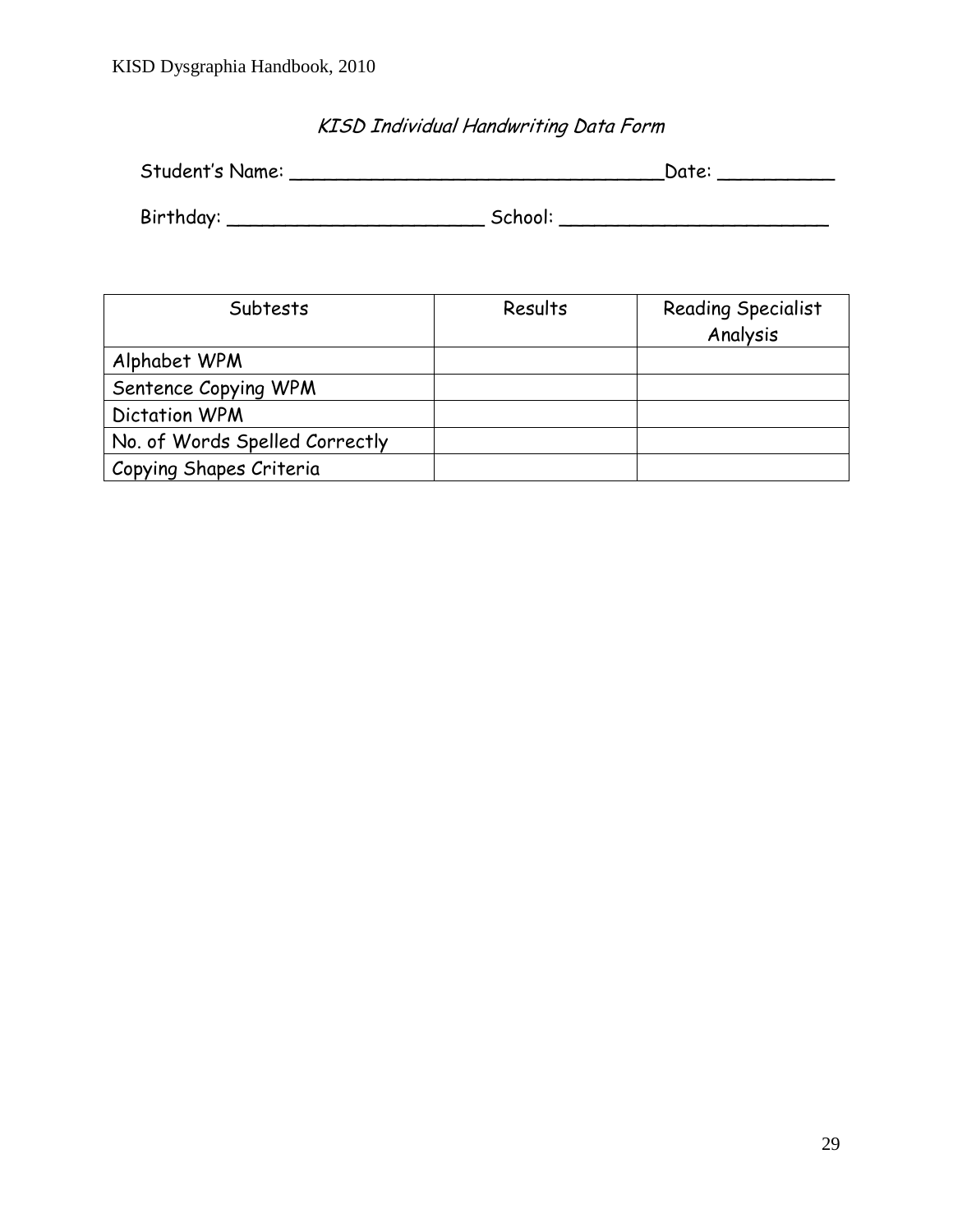*KISD Individual Handwriting Data Form*

Student's Name: _______________________________Date: __________

Birthday: _____________________ School: ______________________

| Subtests | Results | Reading Specialist Analysis |
|---|---|---|
| Alphabet WPM | | |
| Sentence Copying WPM | | |
| Dictation WPM | | |
| No. of Words Spelled Correctly | | |
| Copying Shapes Criteria | | |